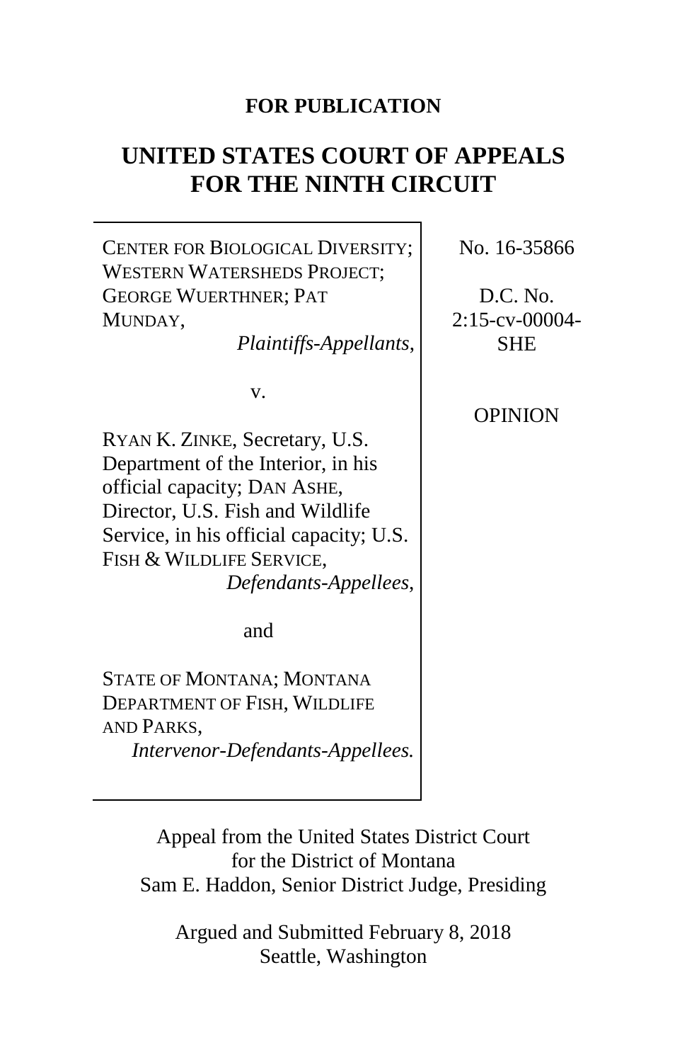**FOR PUBLICATION**

# UNITED STATES COURT OF APPEALS FOR THE NINTH CIRCUIT

CENTER FOR BIOLOGICAL DIVERSITY; WESTERN WATERSHEDS PROJECT; GEORGE WUERTHNER; PAT MUNDAY,
*Plaintiffs-Appellants*,

v.

RYAN K. ZINKE, Secretary, U.S. Department of the Interior, in his official capacity; DAN ASHE, Director, U.S. Fish and Wildlife Service, in his official capacity; U.S. FISH & WILDLIFE SERVICE,
*Defendants-Appellees*,

and

STATE OF MONTANA; MONTANA DEPARTMENT OF FISH, WILDLIFE AND PARKS,
*Intervenor-Defendants-Appellees.*

No. 16-35866

D.C. No. 2:15-cv-00004-SHE

OPINION

Appeal from the United States District Court for the District of Montana
Sam E. Haddon, Senior District Judge, Presiding

Argued and Submitted February 8, 2018
Seattle, Washington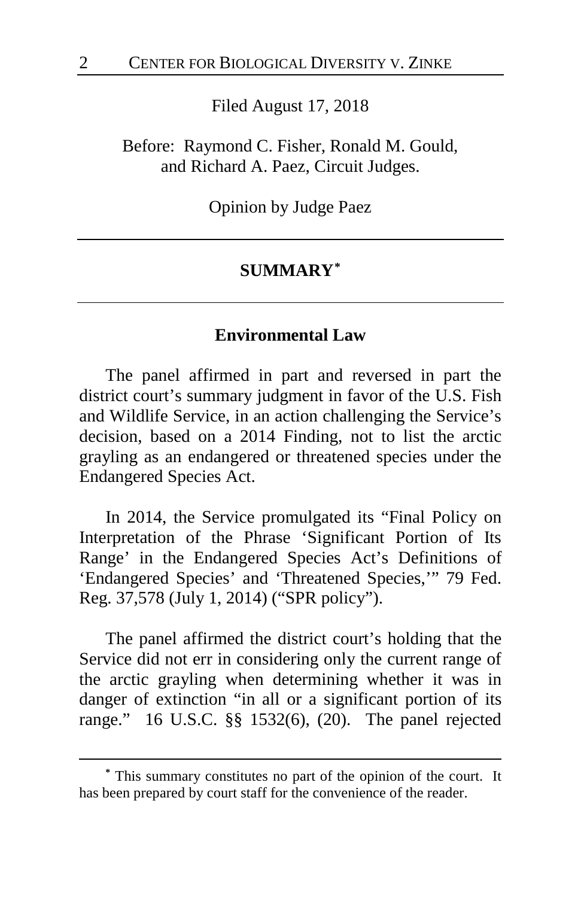Filed August 17, 2018

Before: Raymond C. Fisher, Ronald M. Gould, and Richard A. Paez, Circuit Judges.

Opinion by Judge Paez

---

## SUMMARY[*]

---

### Environmental Law

The panel affirmed in part and reversed in part the district court's summary judgment in favor of the U.S. Fish and Wildlife Service, in an action challenging the Service's decision, based on a 2014 Finding, not to list the arctic grayling as an endangered or threatened species under the Endangered Species Act.

In 2014, the Service promulgated its "Final Policy on Interpretation of the Phrase 'Significant Portion of Its Range' in the Endangered Species Act's Definitions of 'Endangered Species' and 'Threatened Species,'" 79 Fed. Reg. 37,578 (July 1, 2014) ("SPR policy").

The panel affirmed the district court's holding that the Service did not err in considering only the current range of the arctic grayling when determining whether it was in danger of extinction "in all or a significant portion of its range." 16 U.S.C. §§ 1532(6), (20). The panel rejected

---

[*] This summary constitutes no part of the opinion of the court. It has been prepared by court staff for the convenience of the reader.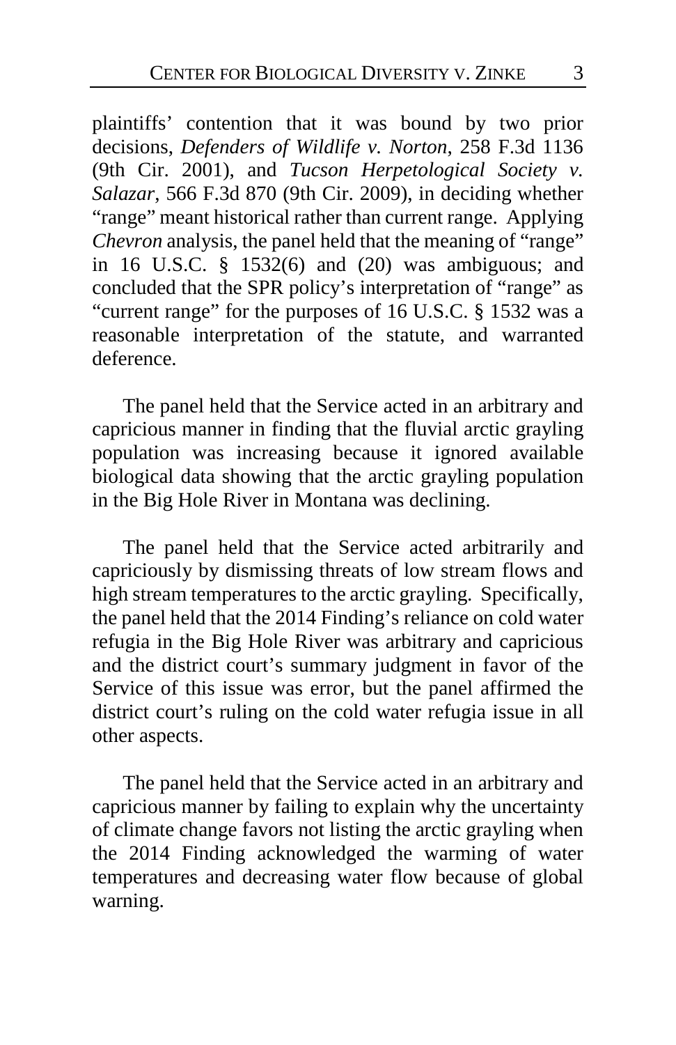plaintiffs' contention that it was bound by two prior decisions, *Defenders of Wildlife v. Norton*, 258 F.3d 1136 (9th Cir. 2001), and *Tucson Herpetological Society v. Salazar*, 566 F.3d 870 (9th Cir. 2009), in deciding whether "range" meant historical rather than current range. Applying *Chevron* analysis, the panel held that the meaning of "range" in 16 U.S.C. § 1532(6) and (20) was ambiguous; and concluded that the SPR policy's interpretation of "range" as "current range" for the purposes of 16 U.S.C. § 1532 was a reasonable interpretation of the statute, and warranted deference.

The panel held that the Service acted in an arbitrary and capricious manner in finding that the fluvial arctic grayling population was increasing because it ignored available biological data showing that the arctic grayling population in the Big Hole River in Montana was declining.

The panel held that the Service acted arbitrarily and capriciously by dismissing threats of low stream flows and high stream temperatures to the arctic grayling. Specifically, the panel held that the 2014 Finding's reliance on cold water refugia in the Big Hole River was arbitrary and capricious and the district court's summary judgment in favor of the Service of this issue was error, but the panel affirmed the district court's ruling on the cold water refugia issue in all other aspects.

The panel held that the Service acted in an arbitrary and capricious manner by failing to explain why the uncertainty of climate change favors not listing the arctic grayling when the 2014 Finding acknowledged the warming of water temperatures and decreasing water flow because of global warning.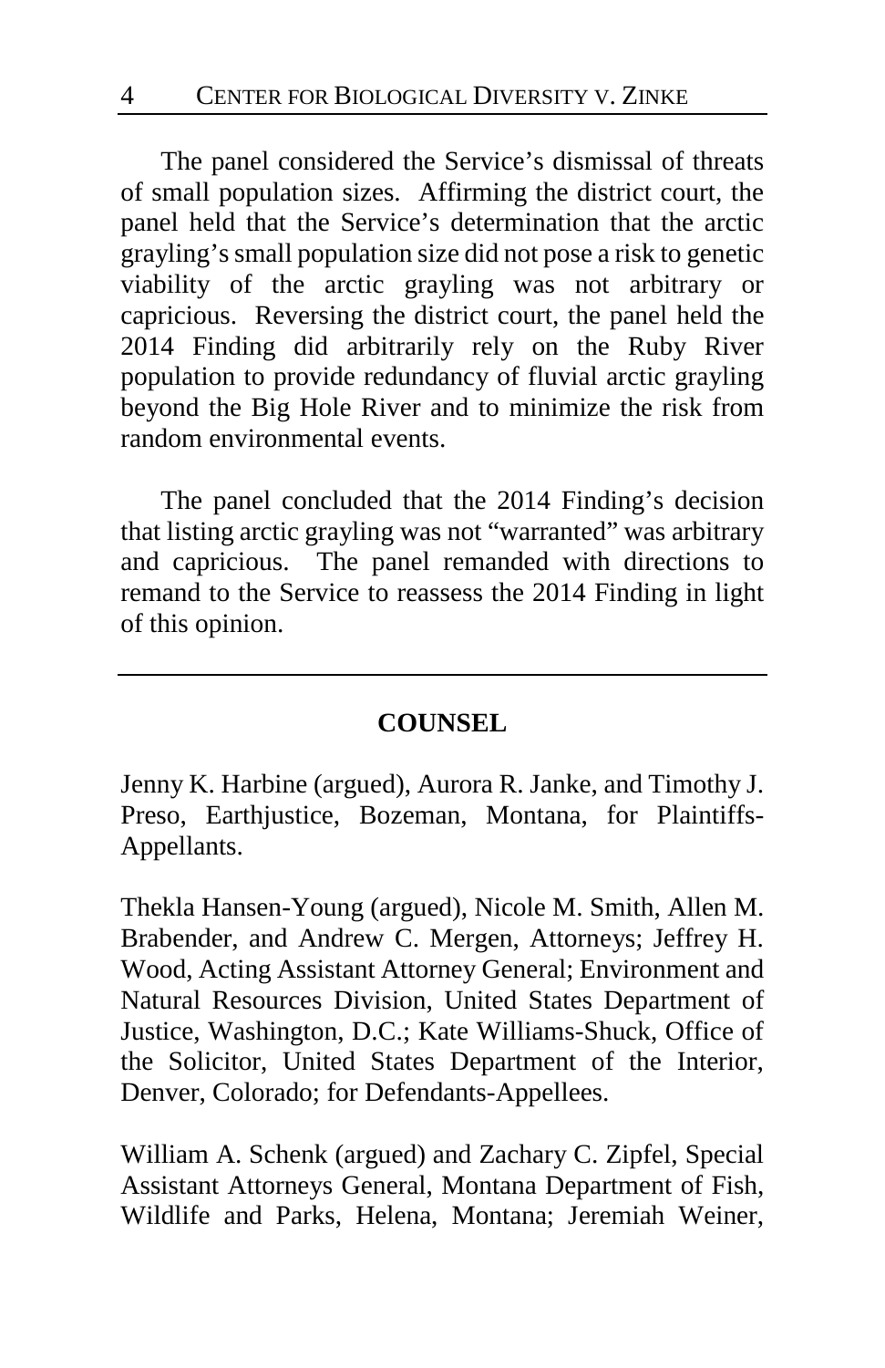The panel considered the Service's dismissal of threats of small population sizes. Affirming the district court, the panel held that the Service's determination that the arctic grayling's small population size did not pose a risk to genetic viability of the arctic grayling was not arbitrary or capricious. Reversing the district court, the panel held the 2014 Finding did arbitrarily rely on the Ruby River population to provide redundancy of fluvial arctic grayling beyond the Big Hole River and to minimize the risk from random environmental events.

The panel concluded that the 2014 Finding's decision that listing arctic grayling was not "warranted" was arbitrary and capricious. The panel remanded with directions to remand to the Service to reassess the 2014 Finding in light of this opinion.

---

## COUNSEL

Jenny K. Harbine (argued), Aurora R. Janke, and Timothy J. Preso, Earthjustice, Bozeman, Montana, for Plaintiffs-Appellants.

Thekla Hansen-Young (argued), Nicole M. Smith, Allen M. Brabender, and Andrew C. Mergen, Attorneys; Jeffrey H. Wood, Acting Assistant Attorney General; Environment and Natural Resources Division, United States Department of Justice, Washington, D.C.; Kate Williams-Shuck, Office of the Solicitor, United States Department of the Interior, Denver, Colorado; for Defendants-Appellees.

William A. Schenk (argued) and Zachary C. Zipfel, Special Assistant Attorneys General, Montana Department of Fish, Wildlife and Parks, Helena, Montana; Jeremiah Weiner,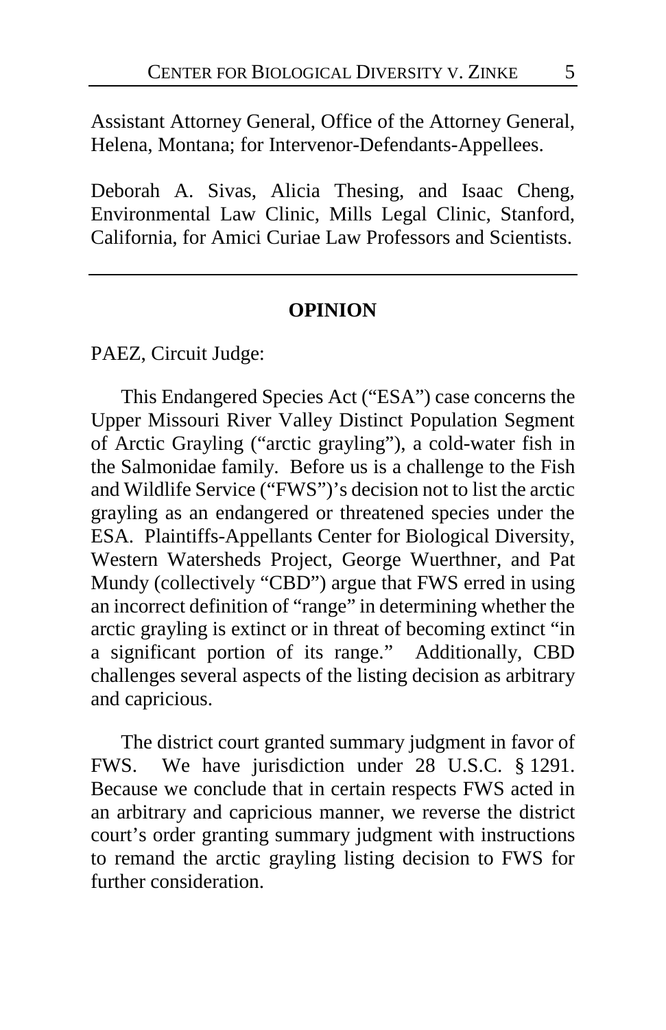Assistant Attorney General, Office of the Attorney General, Helena, Montana; for Intervenor-Defendants-Appellees.

Deborah A. Sivas, Alicia Thesing, and Isaac Cheng, Environmental Law Clinic, Mills Legal Clinic, Stanford, California, for Amici Curiae Law Professors and Scientists.

---

## OPINION

PAEZ, Circuit Judge:

This Endangered Species Act ("ESA") case concerns the Upper Missouri River Valley Distinct Population Segment of Arctic Grayling ("arctic grayling"), a cold-water fish in the Salmonidae family. Before us is a challenge to the Fish and Wildlife Service ("FWS")'s decision not to list the arctic grayling as an endangered or threatened species under the ESA. Plaintiffs-Appellants Center for Biological Diversity, Western Watersheds Project, George Wuerthner, and Pat Mundy (collectively "CBD") argue that FWS erred in using an incorrect definition of "range" in determining whether the arctic grayling is extinct or in threat of becoming extinct "in a significant portion of its range." Additionally, CBD challenges several aspects of the listing decision as arbitrary and capricious.

The district court granted summary judgment in favor of FWS. We have jurisdiction under 28 U.S.C. § 1291. Because we conclude that in certain respects FWS acted in an arbitrary and capricious manner, we reverse the district court's order granting summary judgment with instructions to remand the arctic grayling listing decision to FWS for further consideration.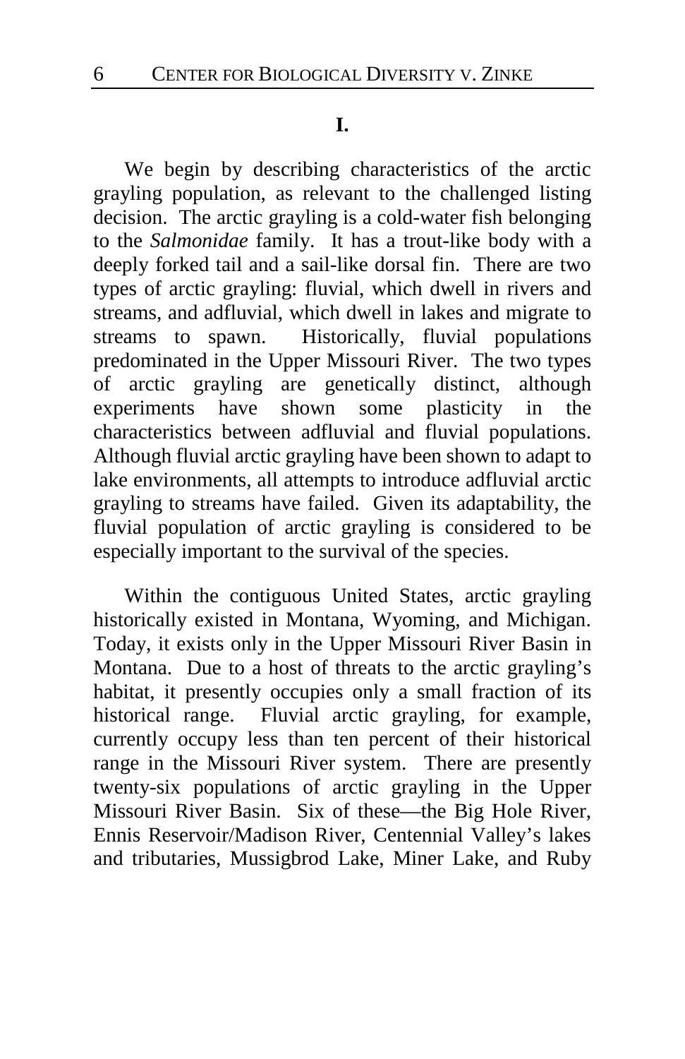**I.**

We begin by describing characteristics of the arctic grayling population, as relevant to the challenged listing decision. The arctic grayling is a cold-water fish belonging to the *Salmonidae* family. It has a trout-like body with a deeply forked tail and a sail-like dorsal fin. There are two types of arctic grayling: fluvial, which dwell in rivers and streams, and adfluvial, which dwell in lakes and migrate to streams to spawn. Historically, fluvial populations predominated in the Upper Missouri River. The two types of arctic grayling are genetically distinct, although experiments have shown some plasticity in the characteristics between adfluvial and fluvial populations. Although fluvial arctic grayling have been shown to adapt to lake environments, all attempts to introduce adfluvial arctic grayling to streams have failed. Given its adaptability, the fluvial population of arctic grayling is considered to be especially important to the survival of the species.

Within the contiguous United States, arctic grayling historically existed in Montana, Wyoming, and Michigan. Today, it exists only in the Upper Missouri River Basin in Montana. Due to a host of threats to the arctic grayling's habitat, it presently occupies only a small fraction of its historical range. Fluvial arctic grayling, for example, currently occupy less than ten percent of their historical range in the Missouri River system. There are presently twenty-six populations of arctic grayling in the Upper Missouri River Basin. Six of these—the Big Hole River, Ennis Reservoir/Madison River, Centennial Valley's lakes and tributaries, Mussigbrod Lake, Miner Lake, and Ruby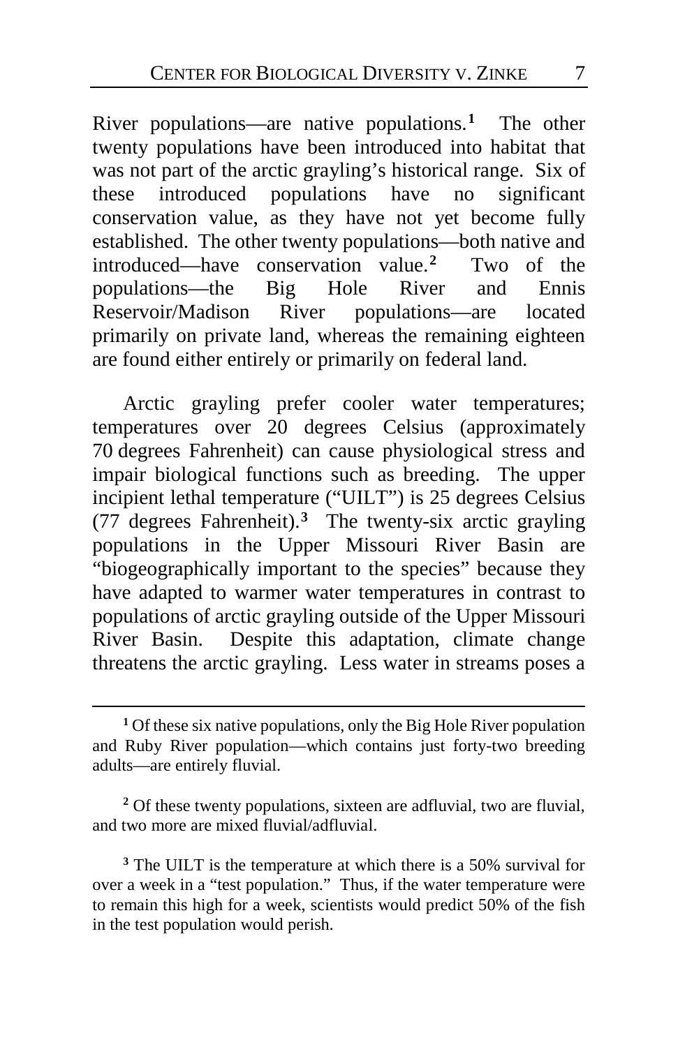River populations—are native populations.[1] The other twenty populations have been introduced into habitat that was not part of the arctic grayling's historical range. Six of these introduced populations have no significant conservation value, as they have not yet become fully established. The other twenty populations—both native and introduced—have conservation value.[2] Two of the populations—the Big Hole River and Ennis Reservoir/Madison River populations—are located primarily on private land, whereas the remaining eighteen are found either entirely or primarily on federal land.

Arctic grayling prefer cooler water temperatures; temperatures over 20 degrees Celsius (approximately 70 degrees Fahrenheit) can cause physiological stress and impair biological functions such as breeding. The upper incipient lethal temperature ("UILT") is 25 degrees Celsius (77 degrees Fahrenheit).[3] The twenty-six arctic grayling populations in the Upper Missouri River Basin are "biogeographically important to the species" because they have adapted to warmer water temperatures in contrast to populations of arctic grayling outside of the Upper Missouri River Basin. Despite this adaptation, climate change threatens the arctic grayling. Less water in streams poses a

---

[1] Of these six native populations, only the Big Hole River population and Ruby River population—which contains just forty-two breeding adults—are entirely fluvial.

[2] Of these twenty populations, sixteen are adfluvial, two are fluvial, and two more are mixed fluvial/adfluvial.

[3] The UILT is the temperature at which there is a 50% survival for over a week in a "test population." Thus, if the water temperature were to remain this high for a week, scientists would predict 50% of the fish in the test population would perish.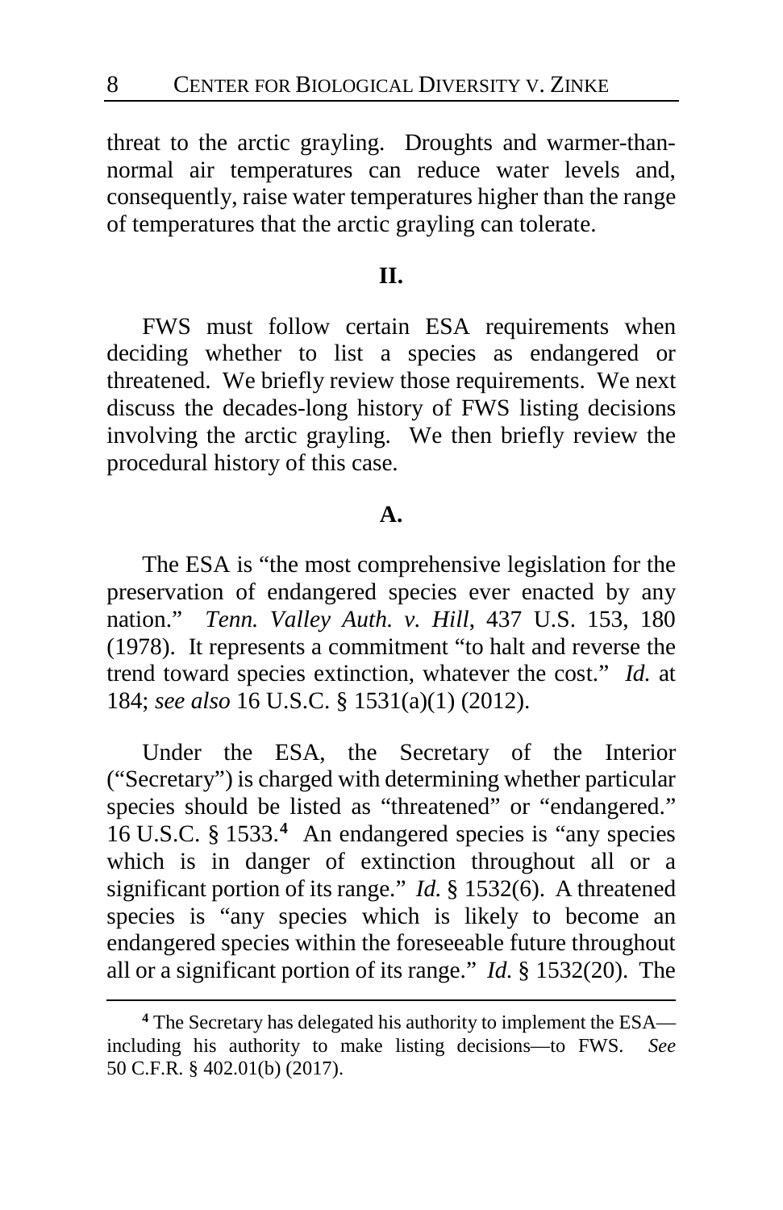threat to the arctic grayling. Droughts and warmer-than-normal air temperatures can reduce water levels and, consequently, raise water temperatures higher than the range of temperatures that the arctic grayling can tolerate.

## II.

FWS must follow certain ESA requirements when deciding whether to list a species as endangered or threatened. We briefly review those requirements. We next discuss the decades-long history of FWS listing decisions involving the arctic grayling. We then briefly review the procedural history of this case.

### A.

The ESA is "the most comprehensive legislation for the preservation of endangered species ever enacted by any nation." *Tenn. Valley Auth. v. Hill*, 437 U.S. 153, 180 (1978). It represents a commitment "to halt and reverse the trend toward species extinction, whatever the cost." *Id.* at 184; *see also* 16 U.S.C. § 1531(a)(1) (2012).

Under the ESA, the Secretary of the Interior ("Secretary") is charged with determining whether particular species should be listed as "threatened" or "endangered." 16 U.S.C. § 1533.[4] An endangered species is "any species which is in danger of extinction throughout all or a significant portion of its range." *Id.* § 1532(6). A threatened species is "any species which is likely to become an endangered species within the foreseeable future throughout all or a significant portion of its range." *Id.* § 1532(20). The

---

[4] The Secretary has delegated his authority to implement the ESA—including his authority to make listing decisions—to FWS. *See* 50 C.F.R. § 402.01(b) (2017).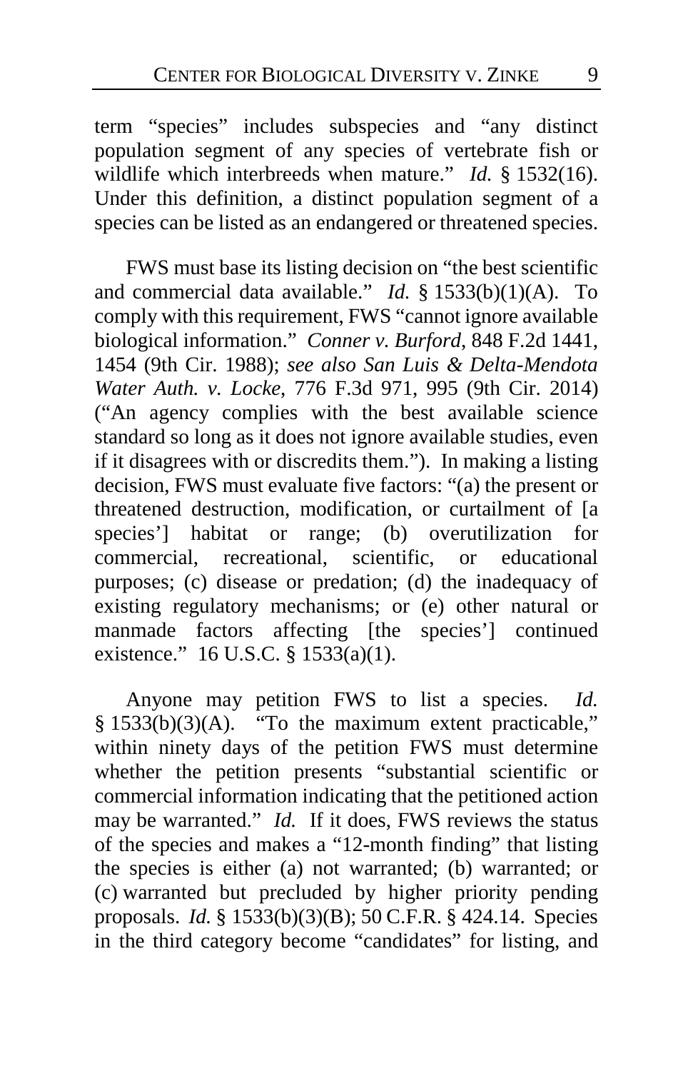term "species" includes subspecies and "any distinct population segment of any species of vertebrate fish or wildlife which interbreeds when mature." *Id.* § 1532(16). Under this definition, a distinct population segment of a species can be listed as an endangered or threatened species.

FWS must base its listing decision on "the best scientific and commercial data available." *Id.* § 1533(b)(1)(A). To comply with this requirement, FWS "cannot ignore available biological information." *Conner v. Burford*, 848 F.2d 1441, 1454 (9th Cir. 1988); *see also San Luis & Delta-Mendota Water Auth. v. Locke*, 776 F.3d 971, 995 (9th Cir. 2014) ("An agency complies with the best available science standard so long as it does not ignore available studies, even if it disagrees with or discredits them."). In making a listing decision, FWS must evaluate five factors: "(a) the present or threatened destruction, modification, or curtailment of [a species'] habitat or range; (b) overutilization for commercial, recreational, scientific, or educational purposes; (c) disease or predation; (d) the inadequacy of existing regulatory mechanisms; or (e) other natural or manmade factors affecting [the species'] continued existence." 16 U.S.C. § 1533(a)(1).

Anyone may petition FWS to list a species. *Id.* § 1533(b)(3)(A). "To the maximum extent practicable," within ninety days of the petition FWS must determine whether the petition presents "substantial scientific or commercial information indicating that the petitioned action may be warranted." *Id.* If it does, FWS reviews the status of the species and makes a "12-month finding" that listing the species is either (a) not warranted; (b) warranted; or (c) warranted but precluded by higher priority pending proposals. *Id.* § 1533(b)(3)(B); 50 C.F.R. § 424.14. Species in the third category become "candidates" for listing, and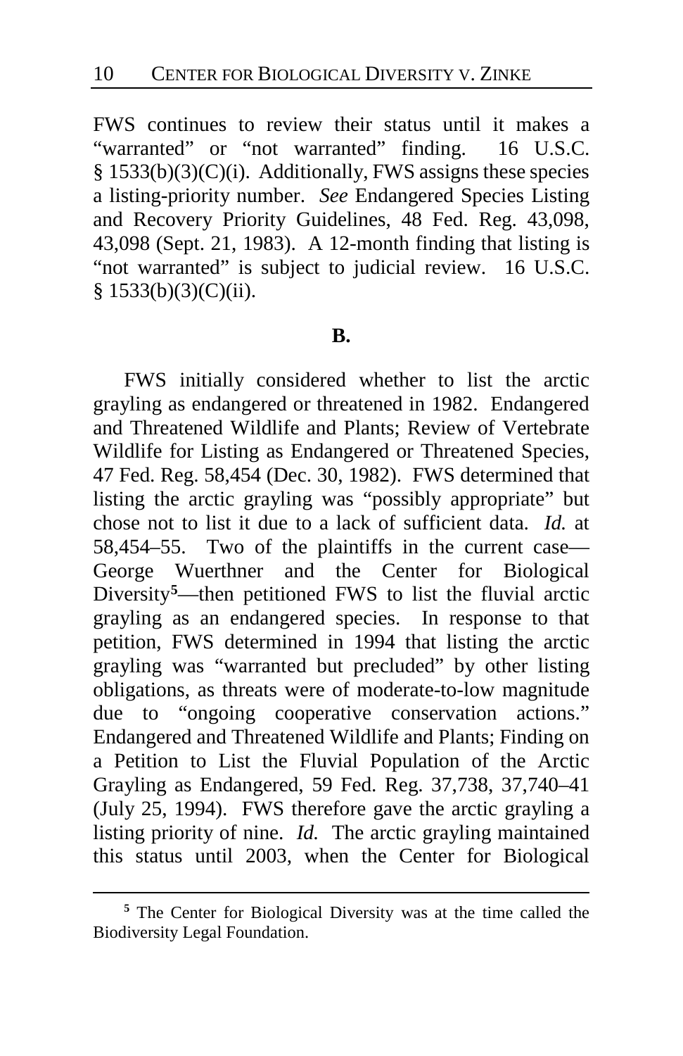FWS continues to review their status until it makes a "warranted" or "not warranted" finding. 16 U.S.C. § 1533(b)(3)(C)(i). Additionally, FWS assigns these species a listing-priority number. *See* Endangered Species Listing and Recovery Priority Guidelines, 48 Fed. Reg. 43,098, 43,098 (Sept. 21, 1983). A 12-month finding that listing is "not warranted" is subject to judicial review. 16 U.S.C. § 1533(b)(3)(C)(ii).

**B.**

FWS initially considered whether to list the arctic grayling as endangered or threatened in 1982. Endangered and Threatened Wildlife and Plants; Review of Vertebrate Wildlife for Listing as Endangered or Threatened Species, 47 Fed. Reg. 58,454 (Dec. 30, 1982). FWS determined that listing the arctic grayling was "possibly appropriate" but chose not to list it due to a lack of sufficient data. *Id.* at 58,454–55. Two of the plaintiffs in the current case—George Wuerthner and the Center for Biological Diversity[5]—then petitioned FWS to list the fluvial arctic grayling as an endangered species. In response to that petition, FWS determined in 1994 that listing the arctic grayling was "warranted but precluded" by other listing obligations, as threats were of moderate-to-low magnitude due to "ongoing cooperative conservation actions." Endangered and Threatened Wildlife and Plants; Finding on a Petition to List the Fluvial Population of the Arctic Grayling as Endangered, 59 Fed. Reg. 37,738, 37,740–41 (July 25, 1994). FWS therefore gave the arctic grayling a listing priority of nine. *Id.* The arctic grayling maintained this status until 2003, when the Center for Biological

[5] The Center for Biological Diversity was at the time called the Biodiversity Legal Foundation.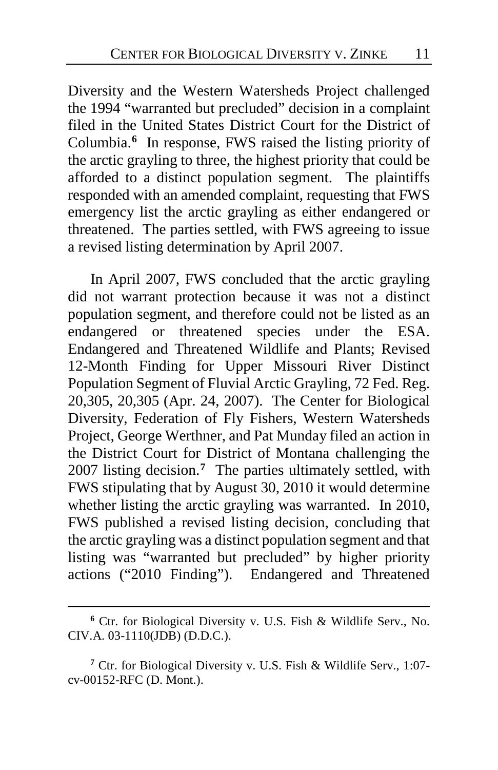Diversity and the Western Watersheds Project challenged the 1994 "warranted but precluded" decision in a complaint filed in the United States District Court for the District of Columbia.[6] In response, FWS raised the listing priority of the arctic grayling to three, the highest priority that could be afforded to a distinct population segment. The plaintiffs responded with an amended complaint, requesting that FWS emergency list the arctic grayling as either endangered or threatened. The parties settled, with FWS agreeing to issue a revised listing determination by April 2007.

In April 2007, FWS concluded that the arctic grayling did not warrant protection because it was not a distinct population segment, and therefore could not be listed as an endangered or threatened species under the ESA. Endangered and Threatened Wildlife and Plants; Revised 12-Month Finding for Upper Missouri River Distinct Population Segment of Fluvial Arctic Grayling, 72 Fed. Reg. 20,305, 20,305 (Apr. 24, 2007). The Center for Biological Diversity, Federation of Fly Fishers, Western Watersheds Project, George Werthner, and Pat Munday filed an action in the District Court for District of Montana challenging the 2007 listing decision.[7] The parties ultimately settled, with FWS stipulating that by August 30, 2010 it would determine whether listing the arctic grayling was warranted. In 2010, FWS published a revised listing decision, concluding that the arctic grayling was a distinct population segment and that listing was "warranted but precluded" by higher priority actions ("2010 Finding"). Endangered and Threatened

---

[6] Ctr. for Biological Diversity v. U.S. Fish & Wildlife Serv., No. CIV.A. 03-1110(JDB) (D.D.C.).

[7] Ctr. for Biological Diversity v. U.S. Fish & Wildlife Serv., 1:07-cv-00152-RFC (D. Mont.).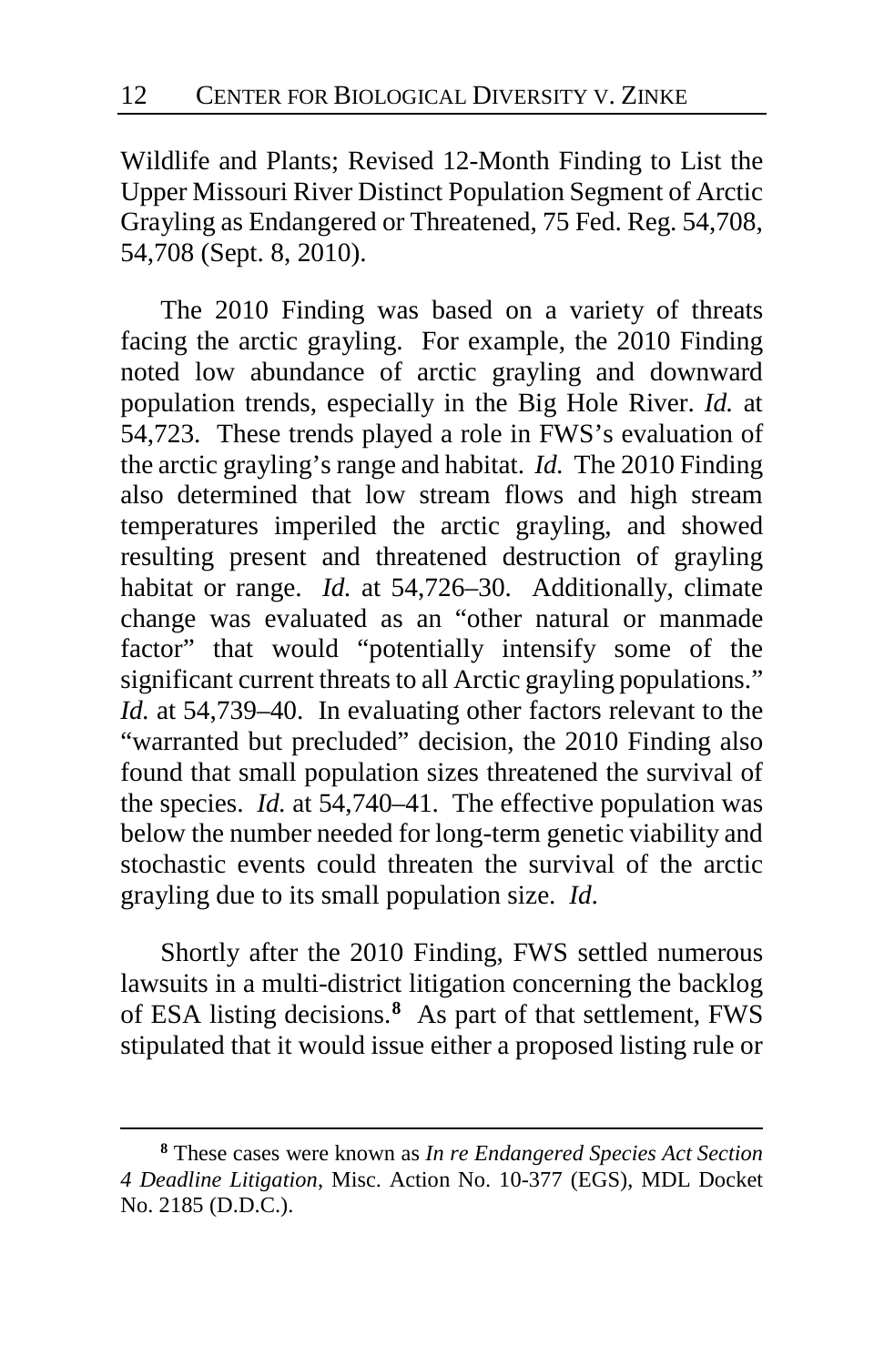Wildlife and Plants; Revised 12-Month Finding to List the Upper Missouri River Distinct Population Segment of Arctic Grayling as Endangered or Threatened, 75 Fed. Reg. 54,708, 54,708 (Sept. 8, 2010).

The 2010 Finding was based on a variety of threats facing the arctic grayling. For example, the 2010 Finding noted low abundance of arctic grayling and downward population trends, especially in the Big Hole River. *Id.* at 54,723. These trends played a role in FWS's evaluation of the arctic grayling's range and habitat. *Id.* The 2010 Finding also determined that low stream flows and high stream temperatures imperiled the arctic grayling, and showed resulting present and threatened destruction of grayling habitat or range. *Id.* at 54,726–30. Additionally, climate change was evaluated as an "other natural or manmade factor" that would "potentially intensify some of the significant current threats to all Arctic grayling populations." *Id.* at 54,739–40. In evaluating other factors relevant to the "warranted but precluded" decision, the 2010 Finding also found that small population sizes threatened the survival of the species. *Id.* at 54,740–41. The effective population was below the number needed for long-term genetic viability and stochastic events could threaten the survival of the arctic grayling due to its small population size. *Id*.

Shortly after the 2010 Finding, FWS settled numerous lawsuits in a multi-district litigation concerning the backlog of ESA listing decisions.[8] As part of that settlement, FWS stipulated that it would issue either a proposed listing rule or

[8] These cases were known as *In re Endangered Species Act Section 4 Deadline Litigation*, Misc. Action No. 10-377 (EGS), MDL Docket No. 2185 (D.D.C.).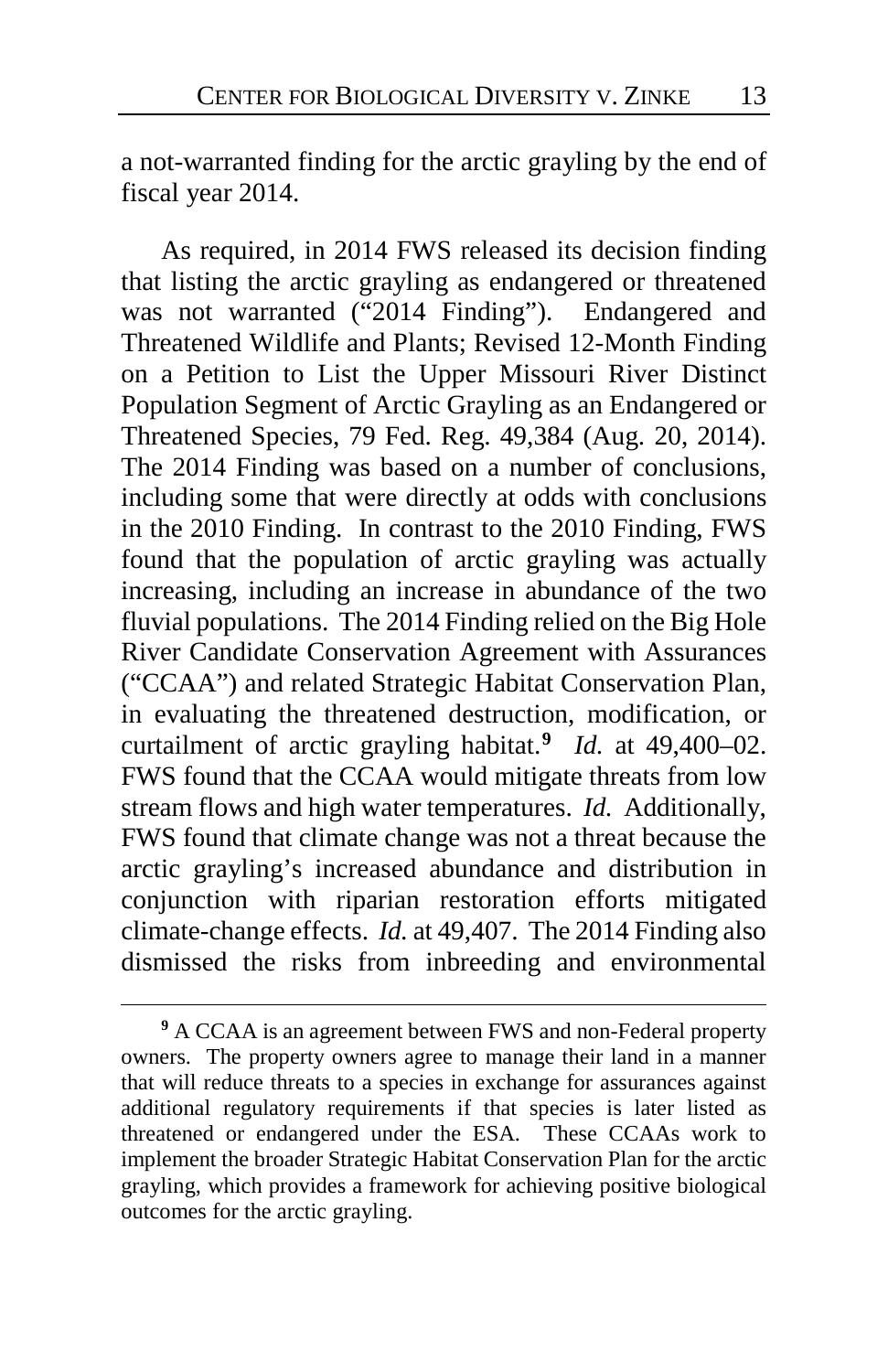a not-warranted finding for the arctic grayling by the end of fiscal year 2014.

As required, in 2014 FWS released its decision finding that listing the arctic grayling as endangered or threatened was not warranted ("2014 Finding"). Endangered and Threatened Wildlife and Plants; Revised 12-Month Finding on a Petition to List the Upper Missouri River Distinct Population Segment of Arctic Grayling as an Endangered or Threatened Species, 79 Fed. Reg. 49,384 (Aug. 20, 2014). The 2014 Finding was based on a number of conclusions, including some that were directly at odds with conclusions in the 2010 Finding. In contrast to the 2010 Finding, FWS found that the population of arctic grayling was actually increasing, including an increase in abundance of the two fluvial populations. The 2014 Finding relied on the Big Hole River Candidate Conservation Agreement with Assurances ("CCAA") and related Strategic Habitat Conservation Plan, in evaluating the threatened destruction, modification, or curtailment of arctic grayling habitat.[9] *Id.* at 49,400–02. FWS found that the CCAA would mitigate threats from low stream flows and high water temperatures. *Id.* Additionally, FWS found that climate change was not a threat because the arctic grayling's increased abundance and distribution in conjunction with riparian restoration efforts mitigated climate-change effects. *Id.* at 49,407. The 2014 Finding also dismissed the risks from inbreeding and environmental

[9] A CCAA is an agreement between FWS and non-Federal property owners. The property owners agree to manage their land in a manner that will reduce threats to a species in exchange for assurances against additional regulatory requirements if that species is later listed as threatened or endangered under the ESA. These CCAAs work to implement the broader Strategic Habitat Conservation Plan for the arctic grayling, which provides a framework for achieving positive biological outcomes for the arctic grayling.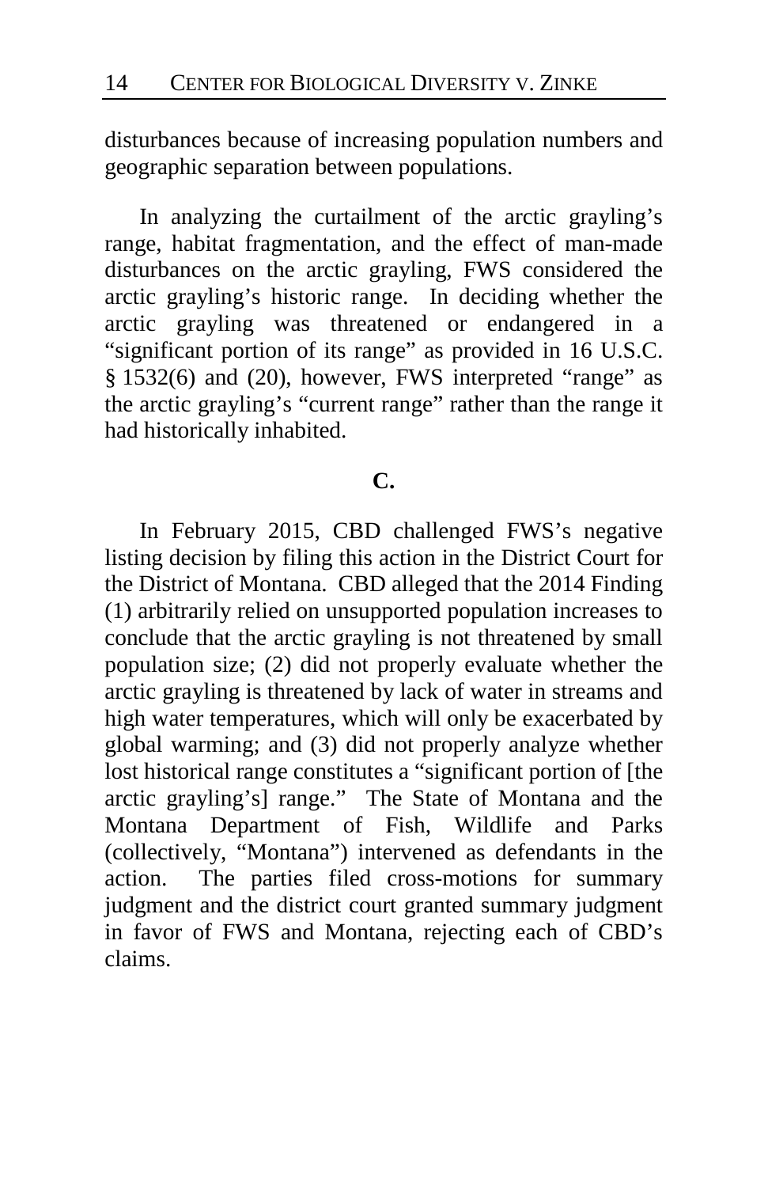disturbances because of increasing population numbers and geographic separation between populations.

In analyzing the curtailment of the arctic grayling's range, habitat fragmentation, and the effect of man-made disturbances on the arctic grayling, FWS considered the arctic grayling's historic range. In deciding whether the arctic grayling was threatened or endangered in a "significant portion of its range" as provided in 16 U.S.C. § 1532(6) and (20), however, FWS interpreted "range" as the arctic grayling's "current range" rather than the range it had historically inhabited.

**C.**

In February 2015, CBD challenged FWS's negative listing decision by filing this action in the District Court for the District of Montana. CBD alleged that the 2014 Finding (1) arbitrarily relied on unsupported population increases to conclude that the arctic grayling is not threatened by small population size; (2) did not properly evaluate whether the arctic grayling is threatened by lack of water in streams and high water temperatures, which will only be exacerbated by global warming; and (3) did not properly analyze whether lost historical range constitutes a "significant portion of [the arctic grayling's] range." The State of Montana and the Montana Department of Fish, Wildlife and Parks (collectively, "Montana") intervened as defendants in the action. The parties filed cross-motions for summary judgment and the district court granted summary judgment in favor of FWS and Montana, rejecting each of CBD's claims.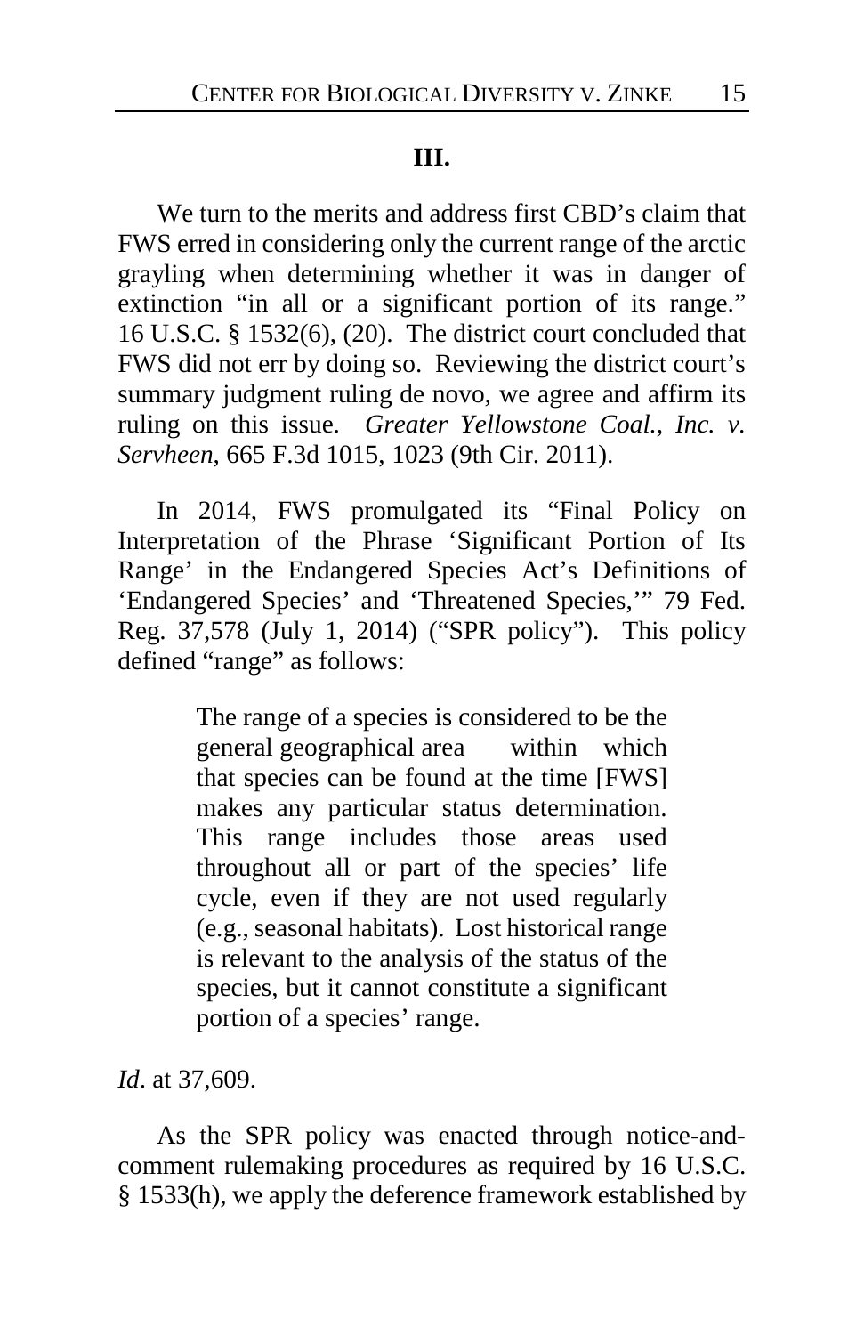### III.

We turn to the merits and address first CBD's claim that FWS erred in considering only the current range of the arctic grayling when determining whether it was in danger of extinction "in all or a significant portion of its range." 16 U.S.C. § 1532(6), (20). The district court concluded that FWS did not err by doing so. Reviewing the district court's summary judgment ruling de novo, we agree and affirm its ruling on this issue. *Greater Yellowstone Coal., Inc. v. Servheen*, 665 F.3d 1015, 1023 (9th Cir. 2011).

In 2014, FWS promulgated its "Final Policy on Interpretation of the Phrase 'Significant Portion of Its Range' in the Endangered Species Act's Definitions of 'Endangered Species' and 'Threatened Species,'" 79 Fed. Reg. 37,578 (July 1, 2014) ("SPR policy"). This policy defined "range" as follows:

> The range of a species is considered to be the general geographical area within which that species can be found at the time [FWS] makes any particular status determination. This range includes those areas used throughout all or part of the species' life cycle, even if they are not used regularly (e.g., seasonal habitats). Lost historical range is relevant to the analysis of the status of the species, but it cannot constitute a significant portion of a species' range.

*Id*. at 37,609.

As the SPR policy was enacted through notice-and-comment rulemaking procedures as required by 16 U.S.C. § 1533(h), we apply the deference framework established by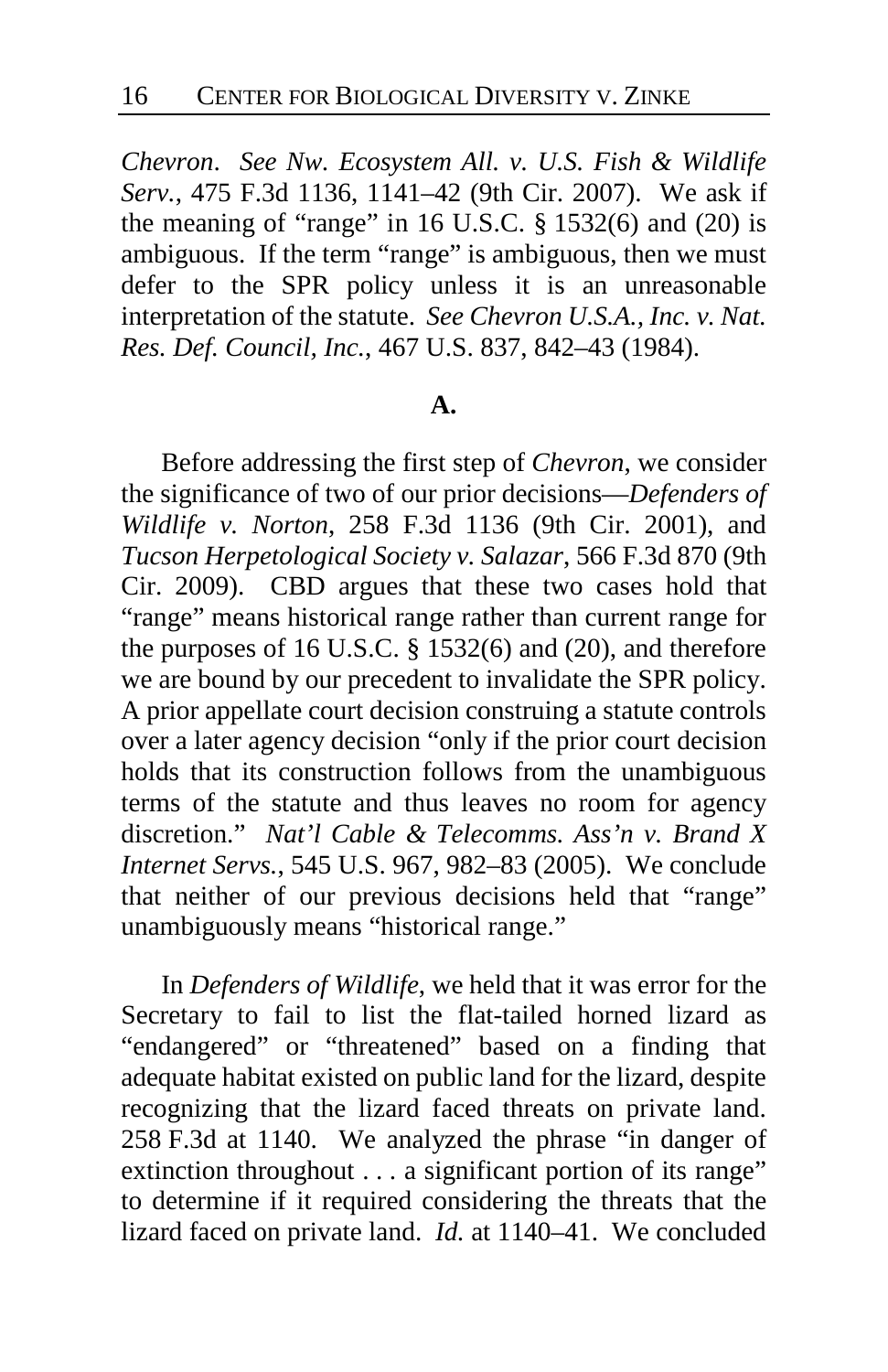*Chevron*. *See Nw. Ecosystem All. v. U.S. Fish & Wildlife Serv.*, 475 F.3d 1136, 1141–42 (9th Cir. 2007). We ask if the meaning of "range" in 16 U.S.C. § 1532(6) and (20) is ambiguous. If the term "range" is ambiguous, then we must defer to the SPR policy unless it is an unreasonable interpretation of the statute. *See Chevron U.S.A., Inc. v. Nat. Res. Def. Council, Inc.*, 467 U.S. 837, 842–43 (1984).

**A.**

Before addressing the first step of *Chevron*, we consider the significance of two of our prior decisions—*Defenders of Wildlife v. Norton*, 258 F.3d 1136 (9th Cir. 2001), and *Tucson Herpetological Society v. Salazar*, 566 F.3d 870 (9th Cir. 2009). CBD argues that these two cases hold that "range" means historical range rather than current range for the purposes of 16 U.S.C. § 1532(6) and (20), and therefore we are bound by our precedent to invalidate the SPR policy. A prior appellate court decision construing a statute controls over a later agency decision "only if the prior court decision holds that its construction follows from the unambiguous terms of the statute and thus leaves no room for agency discretion." *Nat'l Cable & Telecomms. Ass'n v. Brand X Internet Servs.*, 545 U.S. 967, 982–83 (2005). We conclude that neither of our previous decisions held that "range" unambiguously means "historical range."

In *Defenders of Wildlife*, we held that it was error for the Secretary to fail to list the flat-tailed horned lizard as "endangered" or "threatened" based on a finding that adequate habitat existed on public land for the lizard, despite recognizing that the lizard faced threats on private land. 258 F.3d at 1140. We analyzed the phrase "in danger of extinction throughout . . . a significant portion of its range" to determine if it required considering the threats that the lizard faced on private land. *Id.* at 1140–41. We concluded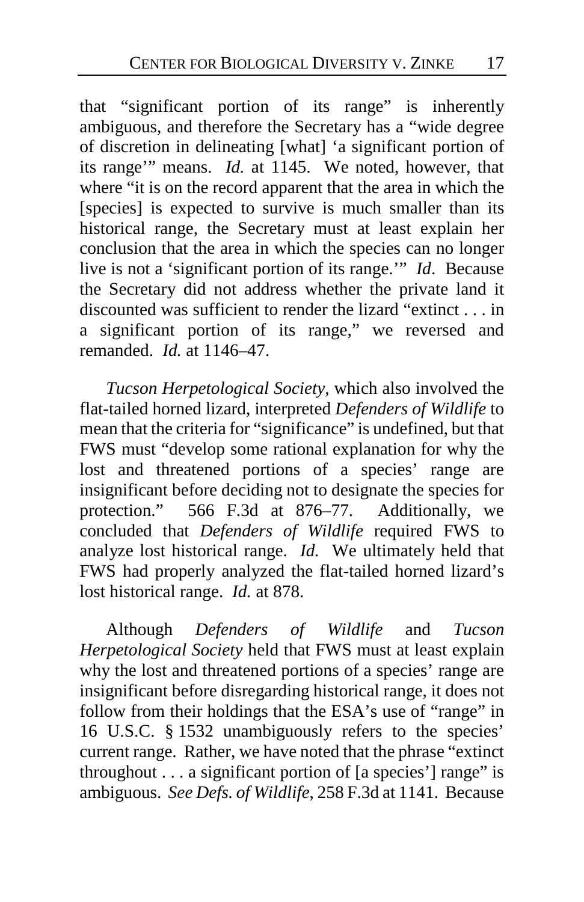that "significant portion of its range" is inherently ambiguous, and therefore the Secretary has a "wide degree of discretion in delineating [what] 'a significant portion of its range'" means. *Id.* at 1145. We noted, however, that where "it is on the record apparent that the area in which the [species] is expected to survive is much smaller than its historical range, the Secretary must at least explain her conclusion that the area in which the species can no longer live is not a 'significant portion of its range.'" *Id*. Because the Secretary did not address whether the private land it discounted was sufficient to render the lizard "extinct . . . in a significant portion of its range," we reversed and remanded. *Id.* at 1146–47.

*Tucson Herpetological Society*, which also involved the flat-tailed horned lizard, interpreted *Defenders of Wildlife* to mean that the criteria for "significance" is undefined, but that FWS must "develop some rational explanation for why the lost and threatened portions of a species' range are insignificant before deciding not to designate the species for protection." 566 F.3d at 876–77. Additionally, we concluded that *Defenders of Wildlife* required FWS to analyze lost historical range. *Id.* We ultimately held that FWS had properly analyzed the flat-tailed horned lizard's lost historical range. *Id.* at 878.

Although *Defenders of Wildlife* and *Tucson Herpetological Society* held that FWS must at least explain why the lost and threatened portions of a species' range are insignificant before disregarding historical range, it does not follow from their holdings that the ESA's use of "range" in 16 U.S.C. § 1532 unambiguously refers to the species' current range. Rather, we have noted that the phrase "extinct throughout . . . a significant portion of [a species'] range" is ambiguous. *See Defs. of Wildlife*, 258 F.3d at 1141. Because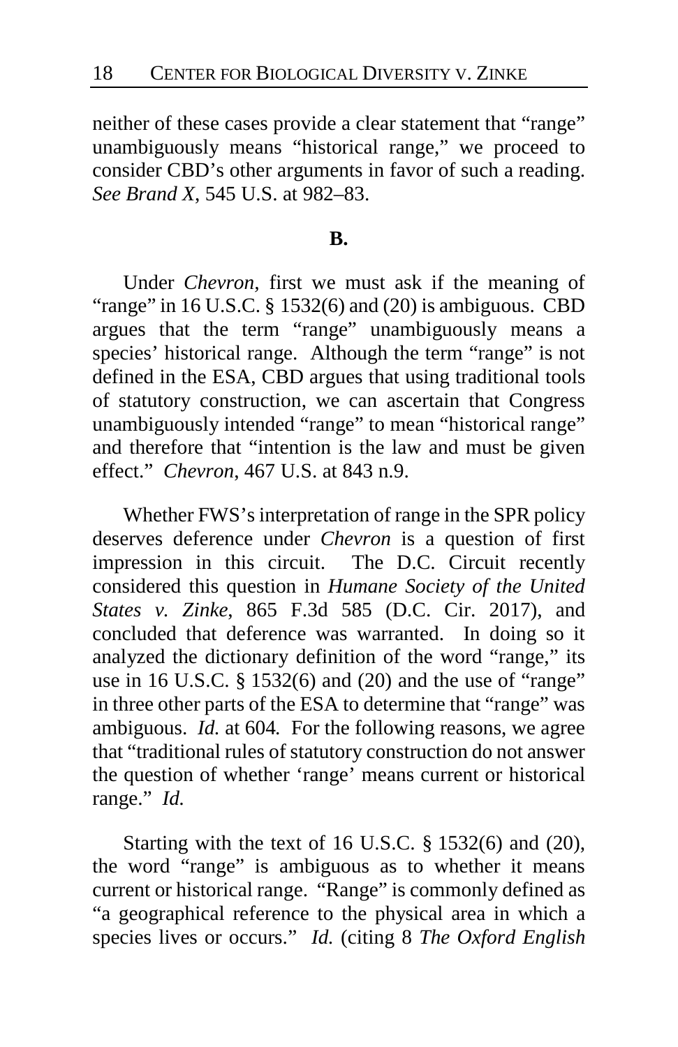neither of these cases provide a clear statement that "range" unambiguously means "historical range," we proceed to consider CBD's other arguments in favor of such a reading. *See Brand X*, 545 U.S. at 982–83.

**B.**

Under *Chevron*, first we must ask if the meaning of "range" in 16 U.S.C. § 1532(6) and (20) is ambiguous. CBD argues that the term "range" unambiguously means a species' historical range. Although the term "range" is not defined in the ESA, CBD argues that using traditional tools of statutory construction, we can ascertain that Congress unambiguously intended "range" to mean "historical range" and therefore that "intention is the law and must be given effect." *Chevron*, 467 U.S. at 843 n.9.

Whether FWS's interpretation of range in the SPR policy deserves deference under *Chevron* is a question of first impression in this circuit. The D.C. Circuit recently considered this question in *Humane Society of the United States v. Zinke*, 865 F.3d 585 (D.C. Cir. 2017), and concluded that deference was warranted. In doing so it analyzed the dictionary definition of the word "range," its use in 16 U.S.C. § 1532(6) and (20) and the use of "range" in three other parts of the ESA to determine that "range" was ambiguous. *Id.* at 604*.* For the following reasons, we agree that "traditional rules of statutory construction do not answer the question of whether 'range' means current or historical range." *Id.*

Starting with the text of 16 U.S.C. § 1532(6) and (20), the word "range" is ambiguous as to whether it means current or historical range. "Range" is commonly defined as "a geographical reference to the physical area in which a species lives or occurs." *Id.* (citing 8 *The Oxford English*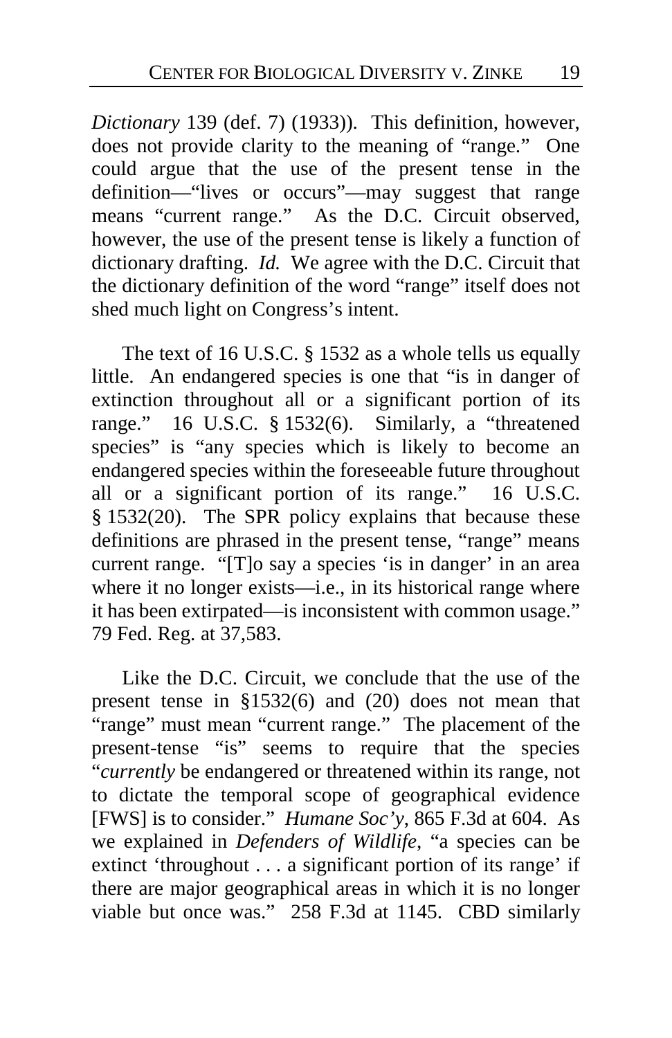*Dictionary* 139 (def. 7) (1933)). This definition, however, does not provide clarity to the meaning of "range." One could argue that the use of the present tense in the definition—"lives or occurs"—may suggest that range means "current range." As the D.C. Circuit observed, however, the use of the present tense is likely a function of dictionary drafting. *Id.* We agree with the D.C. Circuit that the dictionary definition of the word "range" itself does not shed much light on Congress's intent.

The text of 16 U.S.C. § 1532 as a whole tells us equally little. An endangered species is one that "is in danger of extinction throughout all or a significant portion of its range." 16 U.S.C. § 1532(6). Similarly, a "threatened species" is "any species which is likely to become an endangered species within the foreseeable future throughout all or a significant portion of its range." 16 U.S.C. § 1532(20). The SPR policy explains that because these definitions are phrased in the present tense, "range" means current range. "[T]o say a species 'is in danger' in an area where it no longer exists—i.e., in its historical range where it has been extirpated—is inconsistent with common usage." 79 Fed. Reg. at 37,583.

Like the D.C. Circuit, we conclude that the use of the present tense in §1532(6) and (20) does not mean that "range" must mean "current range." The placement of the present-tense "is" seems to require that the species "*currently* be endangered or threatened within its range, not to dictate the temporal scope of geographical evidence [FWS] is to consider." *Humane Soc'y*, 865 F.3d at 604. As we explained in *Defenders of Wildlife*, "a species can be extinct 'throughout . . . a significant portion of its range' if there are major geographical areas in which it is no longer viable but once was." 258 F.3d at 1145. CBD similarly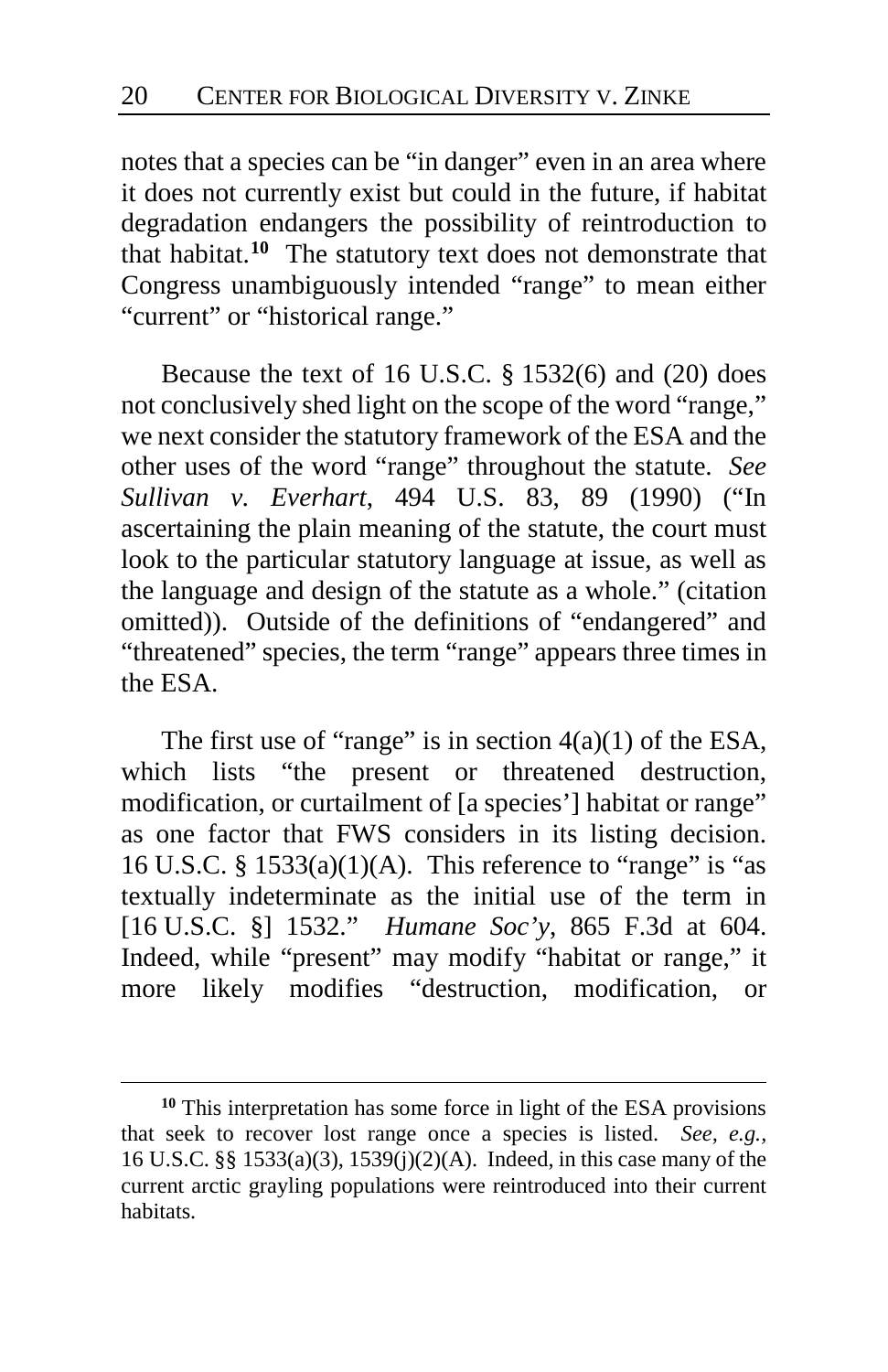notes that a species can be "in danger" even in an area where it does not currently exist but could in the future, if habitat degradation endangers the possibility of reintroduction to that habitat.[10] The statutory text does not demonstrate that Congress unambiguously intended "range" to mean either "current" or "historical range."

Because the text of 16 U.S.C. § 1532(6) and (20) does not conclusively shed light on the scope of the word "range," we next consider the statutory framework of the ESA and the other uses of the word "range" throughout the statute. *See Sullivan v. Everhart*, 494 U.S. 83, 89 (1990) ("In ascertaining the plain meaning of the statute, the court must look to the particular statutory language at issue, as well as the language and design of the statute as a whole." (citation omitted)). Outside of the definitions of "endangered" and "threatened" species, the term "range" appears three times in the ESA.

The first use of "range" is in section 4(a)(1) of the ESA, which lists "the present or threatened destruction, modification, or curtailment of [a species'] habitat or range" as one factor that FWS considers in its listing decision. 16 U.S.C. § 1533(a)(1)(A). This reference to "range" is "as textually indeterminate as the initial use of the term in [16 U.S.C. §] 1532." *Humane Soc'y*, 865 F.3d at 604. Indeed, while "present" may modify "habitat or range," it more likely modifies "destruction, modification, or

[10] This interpretation has some force in light of the ESA provisions that seek to recover lost range once a species is listed. *See, e.g.*, 16 U.S.C. §§ 1533(a)(3), 1539(j)(2)(A). Indeed, in this case many of the current arctic grayling populations were reintroduced into their current habitats.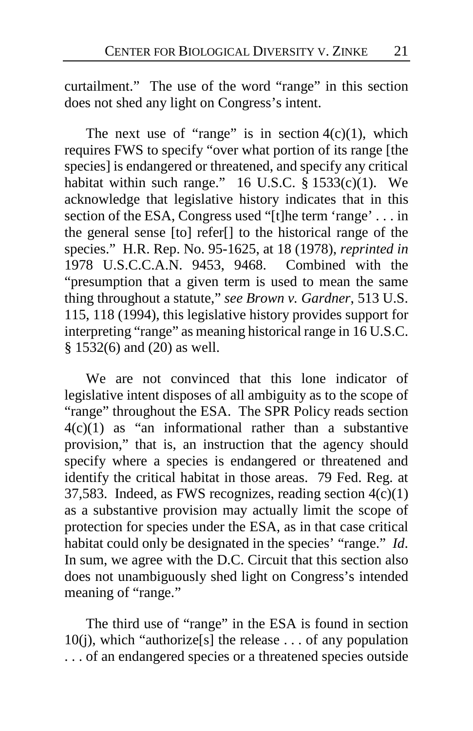curtailment." The use of the word "range" in this section does not shed any light on Congress's intent.

The next use of "range" is in section 4(c)(1), which requires FWS to specify "over what portion of its range [the species] is endangered or threatened, and specify any critical habitat within such range." 16 U.S.C. § 1533(c)(1). We acknowledge that legislative history indicates that in this section of the ESA, Congress used "[t]he term 'range' . . . in the general sense [to] refer[] to the historical range of the species." H.R. Rep. No. 95-1625, at 18 (1978), *reprinted in* 1978 U.S.C.C.A.N. 9453, 9468. Combined with the "presumption that a given term is used to mean the same thing throughout a statute," *see Brown v. Gardner*, 513 U.S. 115, 118 (1994), this legislative history provides support for interpreting "range" as meaning historical range in 16 U.S.C. § 1532(6) and (20) as well.

We are not convinced that this lone indicator of legislative intent disposes of all ambiguity as to the scope of "range" throughout the ESA. The SPR Policy reads section 4(c)(1) as "an informational rather than a substantive provision," that is, an instruction that the agency should specify where a species is endangered or threatened and identify the critical habitat in those areas. 79 Fed. Reg. at 37,583. Indeed, as FWS recognizes, reading section 4(c)(1) as a substantive provision may actually limit the scope of protection for species under the ESA, as in that case critical habitat could only be designated in the species' "range." *Id*. In sum, we agree with the D.C. Circuit that this section also does not unambiguously shed light on Congress's intended meaning of "range."

The third use of "range" in the ESA is found in section 10(j), which "authorize[s] the release . . . of any population . . . of an endangered species or a threatened species outside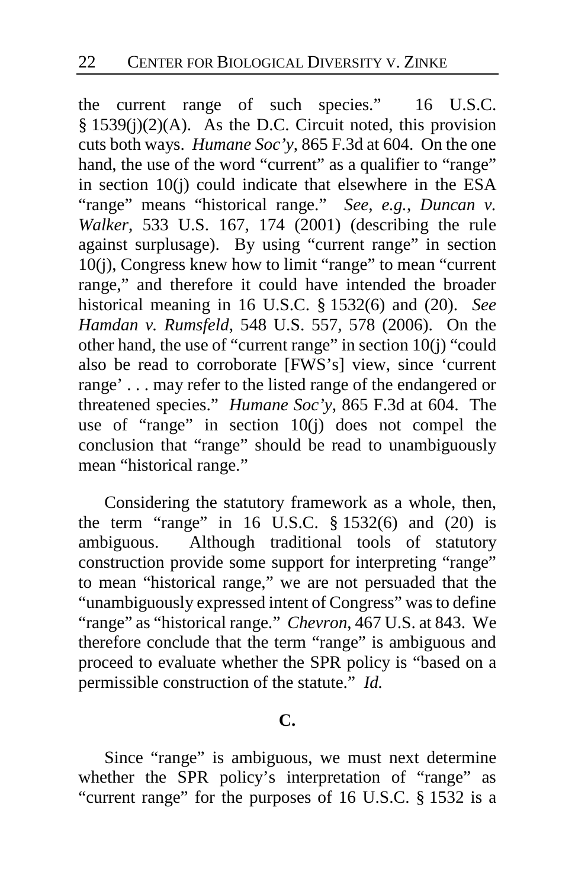the current range of such species." 16 U.S.C. § 1539(j)(2)(A). As the D.C. Circuit noted, this provision cuts both ways. *Humane Soc'y*, 865 F.3d at 604. On the one hand, the use of the word "current" as a qualifier to "range" in section 10(j) could indicate that elsewhere in the ESA "range" means "historical range." *See, e.g.*, *Duncan v. Walker*, 533 U.S. 167, 174 (2001) (describing the rule against surplusage). By using "current range" in section 10(j), Congress knew how to limit "range" to mean "current range," and therefore it could have intended the broader historical meaning in 16 U.S.C. § 1532(6) and (20). *See Hamdan v. Rumsfeld*, 548 U.S. 557, 578 (2006). On the other hand, the use of "current range" in section 10(j) "could also be read to corroborate [FWS's] view, since 'current range' . . . may refer to the listed range of the endangered or threatened species." *Humane Soc'y*, 865 F.3d at 604. The use of "range" in section 10(j) does not compel the conclusion that "range" should be read to unambiguously mean "historical range."

Considering the statutory framework as a whole, then, the term "range" in 16 U.S.C. § 1532(6) and (20) is ambiguous. Although traditional tools of statutory construction provide some support for interpreting "range" to mean "historical range," we are not persuaded that the "unambiguously expressed intent of Congress" was to define "range" as "historical range." *Chevron*, 467 U.S. at 843. We therefore conclude that the term "range" is ambiguous and proceed to evaluate whether the SPR policy is "based on a permissible construction of the statute." *Id.*

## C.

Since "range" is ambiguous, we must next determine whether the SPR policy's interpretation of "range" as "current range" for the purposes of 16 U.S.C. § 1532 is a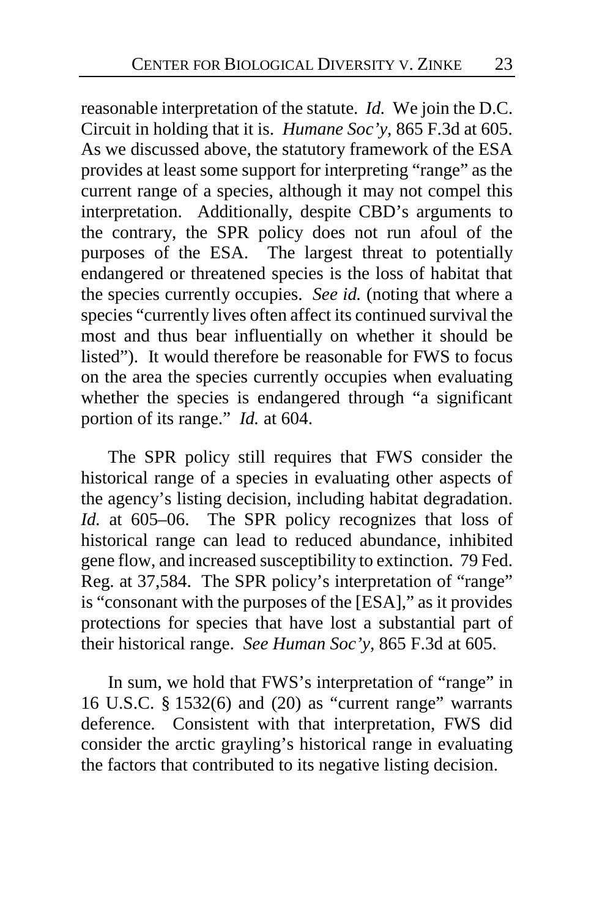reasonable interpretation of the statute. *Id.* We join the D.C. Circuit in holding that it is. *Humane Soc'y*, 865 F.3d at 605. As we discussed above, the statutory framework of the ESA provides at least some support for interpreting "range" as the current range of a species, although it may not compel this interpretation. Additionally, despite CBD's arguments to the contrary, the SPR policy does not run afoul of the purposes of the ESA. The largest threat to potentially endangered or threatened species is the loss of habitat that the species currently occupies. *See id.* (noting that where a species "currently lives often affect its continued survival the most and thus bear influentially on whether it should be listed"). It would therefore be reasonable for FWS to focus on the area the species currently occupies when evaluating whether the species is endangered through "a significant portion of its range." *Id.* at 604.

The SPR policy still requires that FWS consider the historical range of a species in evaluating other aspects of the agency's listing decision, including habitat degradation. *Id.* at 605–06. The SPR policy recognizes that loss of historical range can lead to reduced abundance, inhibited gene flow, and increased susceptibility to extinction. 79 Fed. Reg. at 37,584. The SPR policy's interpretation of "range" is "consonant with the purposes of the [ESA]," as it provides protections for species that have lost a substantial part of their historical range. *See Human Soc'y*, 865 F.3d at 605.

In sum, we hold that FWS's interpretation of "range" in 16 U.S.C. § 1532(6) and (20) as "current range" warrants deference. Consistent with that interpretation, FWS did consider the arctic grayling's historical range in evaluating the factors that contributed to its negative listing decision.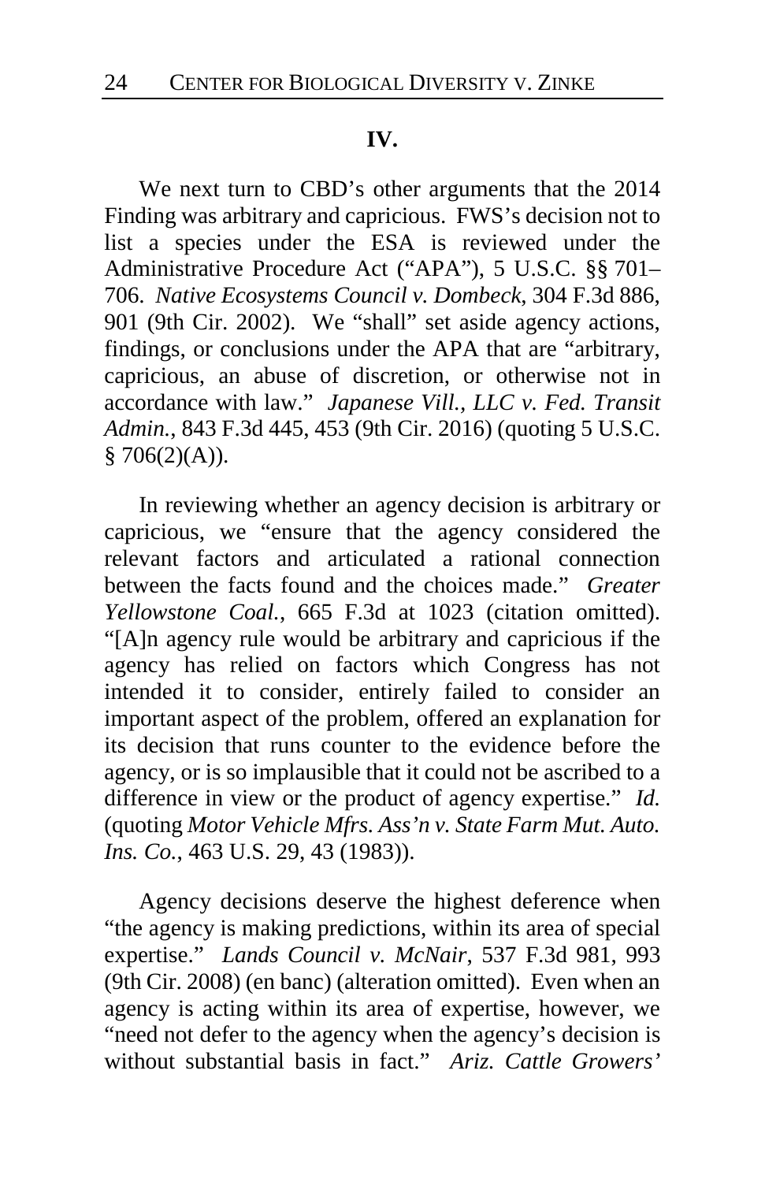## IV.

We next turn to CBD's other arguments that the 2014 Finding was arbitrary and capricious. FWS's decision not to list a species under the ESA is reviewed under the Administrative Procedure Act ("APA"), 5 U.S.C. §§ 701–706. *Native Ecosystems Council v. Dombeck*, 304 F.3d 886, 901 (9th Cir. 2002). We "shall" set aside agency actions, findings, or conclusions under the APA that are "arbitrary, capricious, an abuse of discretion, or otherwise not in accordance with law." *Japanese Vill., LLC v. Fed. Transit Admin.*, 843 F.3d 445, 453 (9th Cir. 2016) (quoting 5 U.S.C. § 706(2)(A)).

In reviewing whether an agency decision is arbitrary or capricious, we "ensure that the agency considered the relevant factors and articulated a rational connection between the facts found and the choices made." *Greater Yellowstone Coal.*, 665 F.3d at 1023 (citation omitted). "[A]n agency rule would be arbitrary and capricious if the agency has relied on factors which Congress has not intended it to consider, entirely failed to consider an important aspect of the problem, offered an explanation for its decision that runs counter to the evidence before the agency, or is so implausible that it could not be ascribed to a difference in view or the product of agency expertise." *Id.* (quoting *Motor Vehicle Mfrs. Ass'n v. State Farm Mut. Auto. Ins. Co.*, 463 U.S. 29, 43 (1983)).

Agency decisions deserve the highest deference when "the agency is making predictions, within its area of special expertise." *Lands Council v. McNair*, 537 F.3d 981, 993 (9th Cir. 2008) (en banc) (alteration omitted). Even when an agency is acting within its area of expertise, however, we "need not defer to the agency when the agency's decision is without substantial basis in fact." *Ariz. Cattle Growers'*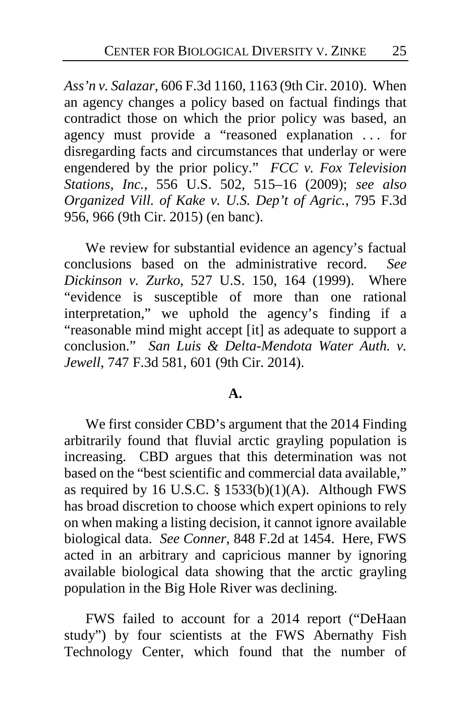*Ass'n v. Salazar*, 606 F.3d 1160, 1163 (9th Cir. 2010). When an agency changes a policy based on factual findings that contradict those on which the prior policy was based, an agency must provide a "reasoned explanation . . . for disregarding facts and circumstances that underlay or were engendered by the prior policy." *FCC v. Fox Television Stations, Inc.*, 556 U.S. 502, 515–16 (2009); *see also Organized Vill. of Kake v. U.S. Dep't of Agric.*, 795 F.3d 956, 966 (9th Cir. 2015) (en banc).

We review for substantial evidence an agency's factual conclusions based on the administrative record. *See Dickinson v. Zurko*, 527 U.S. 150, 164 (1999). Where "evidence is susceptible of more than one rational interpretation," we uphold the agency's finding if a "reasonable mind might accept [it] as adequate to support a conclusion." *San Luis & Delta-Mendota Water Auth. v. Jewell*, 747 F.3d 581, 601 (9th Cir. 2014).

**A.**

We first consider CBD's argument that the 2014 Finding arbitrarily found that fluvial arctic grayling population is increasing. CBD argues that this determination was not based on the "best scientific and commercial data available," as required by 16 U.S.C. § 1533(b)(1)(A). Although FWS has broad discretion to choose which expert opinions to rely on when making a listing decision, it cannot ignore available biological data. *See Conner*, 848 F.2d at 1454. Here, FWS acted in an arbitrary and capricious manner by ignoring available biological data showing that the arctic grayling population in the Big Hole River was declining.

FWS failed to account for a 2014 report ("DeHaan study") by four scientists at the FWS Abernathy Fish Technology Center, which found that the number of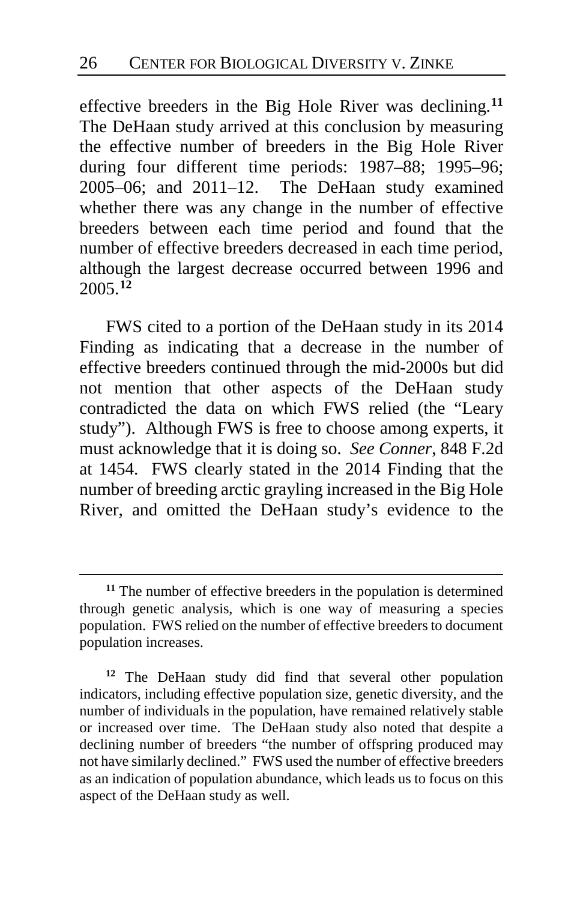effective breeders in the Big Hole River was declining.[11] The DeHaan study arrived at this conclusion by measuring the effective number of breeders in the Big Hole River during four different time periods: 1987–88; 1995–96; 2005–06; and 2011–12. The DeHaan study examined whether there was any change in the number of effective breeders between each time period and found that the number of effective breeders decreased in each time period, although the largest decrease occurred between 1996 and 2005.[12]

FWS cited to a portion of the DeHaan study in its 2014 Finding as indicating that a decrease in the number of effective breeders continued through the mid-2000s but did not mention that other aspects of the DeHaan study contradicted the data on which FWS relied (the "Leary study"). Although FWS is free to choose among experts, it must acknowledge that it is doing so. *See Conner*, 848 F.2d at 1454. FWS clearly stated in the 2014 Finding that the number of breeding arctic grayling increased in the Big Hole River, and omitted the DeHaan study's evidence to the

---

[11] The number of effective breeders in the population is determined through genetic analysis, which is one way of measuring a species population. FWS relied on the number of effective breeders to document population increases.

[12] The DeHaan study did find that several other population indicators, including effective population size, genetic diversity, and the number of individuals in the population, have remained relatively stable or increased over time. The DeHaan study also noted that despite a declining number of breeders "the number of offspring produced may not have similarly declined." FWS used the number of effective breeders as an indication of population abundance, which leads us to focus on this aspect of the DeHaan study as well.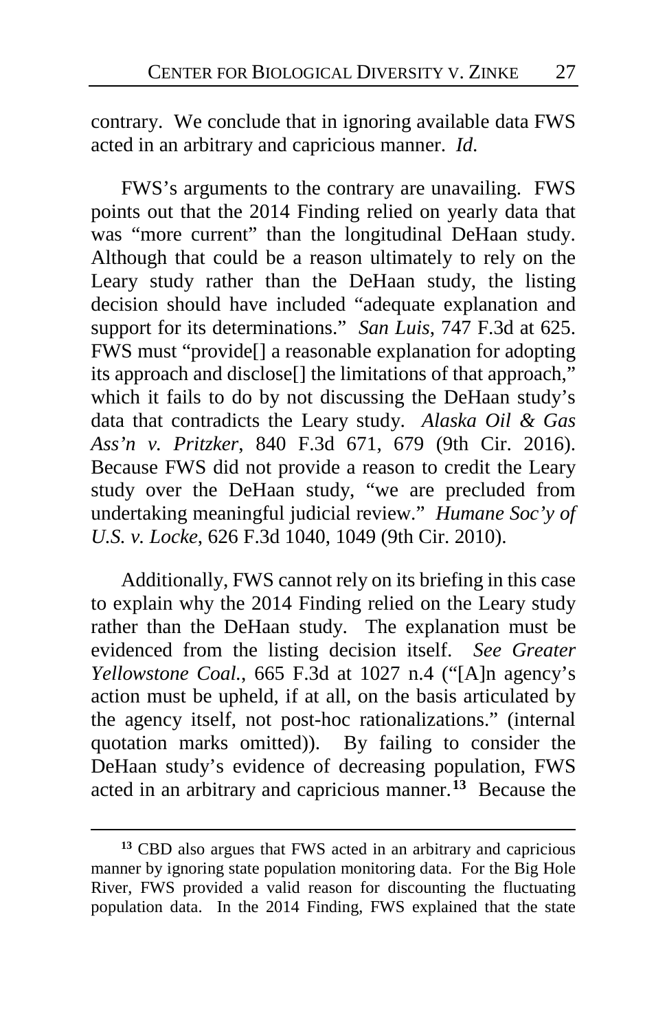contrary. We conclude that in ignoring available data FWS acted in an arbitrary and capricious manner. *Id.*

FWS's arguments to the contrary are unavailing. FWS points out that the 2014 Finding relied on yearly data that was "more current" than the longitudinal DeHaan study. Although that could be a reason ultimately to rely on the Leary study rather than the DeHaan study, the listing decision should have included "adequate explanation and support for its determinations." *San Luis*, 747 F.3d at 625. FWS must "provide[] a reasonable explanation for adopting its approach and disclose[] the limitations of that approach," which it fails to do by not discussing the DeHaan study's data that contradicts the Leary study. *Alaska Oil & Gas Ass'n v. Pritzker*, 840 F.3d 671, 679 (9th Cir. 2016). Because FWS did not provide a reason to credit the Leary study over the DeHaan study, "we are precluded from undertaking meaningful judicial review." *Humane Soc'y of U.S. v. Locke*, 626 F.3d 1040, 1049 (9th Cir. 2010).

Additionally, FWS cannot rely on its briefing in this case to explain why the 2014 Finding relied on the Leary study rather than the DeHaan study. The explanation must be evidenced from the listing decision itself. *See Greater Yellowstone Coal.*, 665 F.3d at 1027 n.4 ("[A]n agency's action must be upheld, if at all, on the basis articulated by the agency itself, not post-hoc rationalizations." (internal quotation marks omitted)). By failing to consider the DeHaan study's evidence of decreasing population, FWS acted in an arbitrary and capricious manner.[13] Because the

[13] CBD also argues that FWS acted in an arbitrary and capricious manner by ignoring state population monitoring data. For the Big Hole River, FWS provided a valid reason for discounting the fluctuating population data. In the 2014 Finding, FWS explained that the state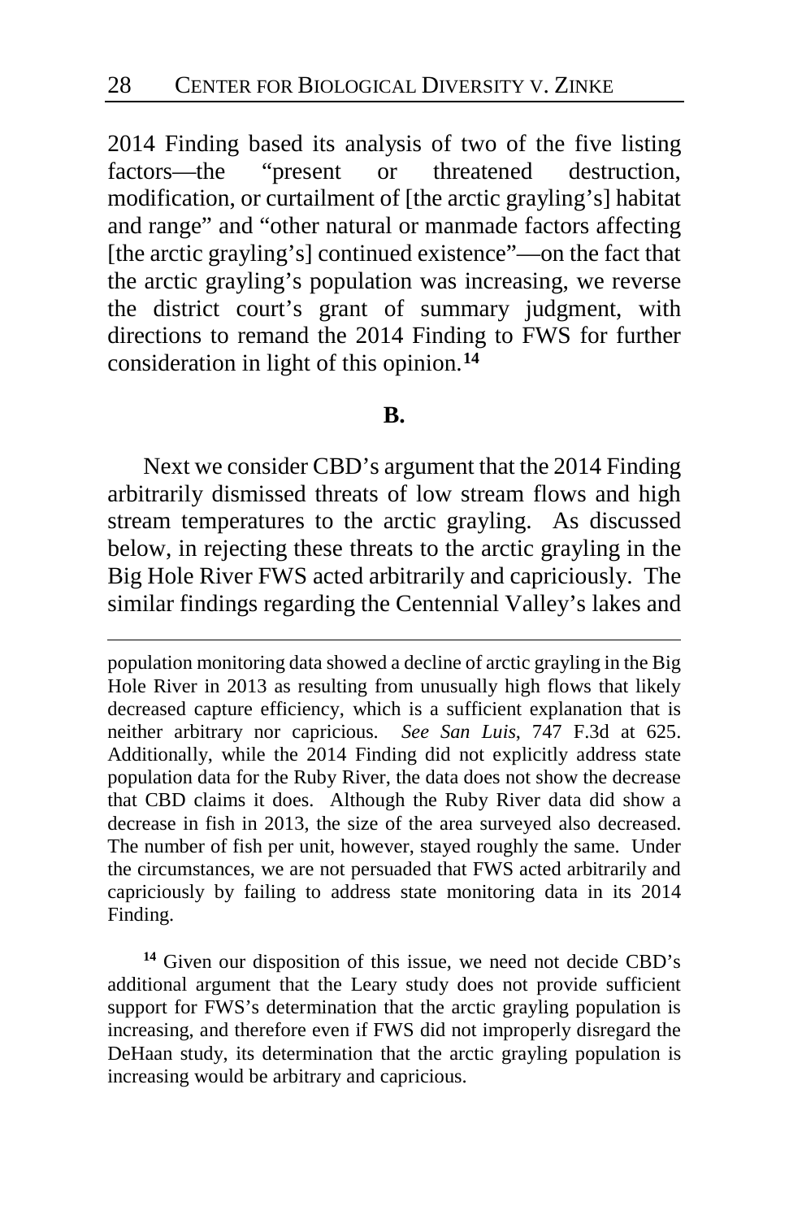2014 Finding based its analysis of two of the five listing factors—the "present or threatened destruction, modification, or curtailment of [the arctic grayling's] habitat and range" and "other natural or manmade factors affecting [the arctic grayling's] continued existence"—on the fact that the arctic grayling's population was increasing, we reverse the district court's grant of summary judgment, with directions to remand the 2014 Finding to FWS for further consideration in light of this opinion.[14]

**B.**

Next we consider CBD's argument that the 2014 Finding arbitrarily dismissed threats of low stream flows and high stream temperatures to the arctic grayling. As discussed below, in rejecting these threats to the arctic grayling in the Big Hole River FWS acted arbitrarily and capriciously. The similar findings regarding the Centennial Valley's lakes and

---

population monitoring data showed a decline of arctic grayling in the Big Hole River in 2013 as resulting from unusually high flows that likely decreased capture efficiency, which is a sufficient explanation that is neither arbitrary nor capricious. *See San Luis*, 747 F.3d at 625. Additionally, while the 2014 Finding did not explicitly address state population data for the Ruby River, the data does not show the decrease that CBD claims it does. Although the Ruby River data did show a decrease in fish in 2013, the size of the area surveyed also decreased. The number of fish per unit, however, stayed roughly the same. Under the circumstances, we are not persuaded that FWS acted arbitrarily and capriciously by failing to address state monitoring data in its 2014 Finding.

[14] Given our disposition of this issue, we need not decide CBD's additional argument that the Leary study does not provide sufficient support for FWS's determination that the arctic grayling population is increasing, and therefore even if FWS did not improperly disregard the DeHaan study, its determination that the arctic grayling population is increasing would be arbitrary and capricious.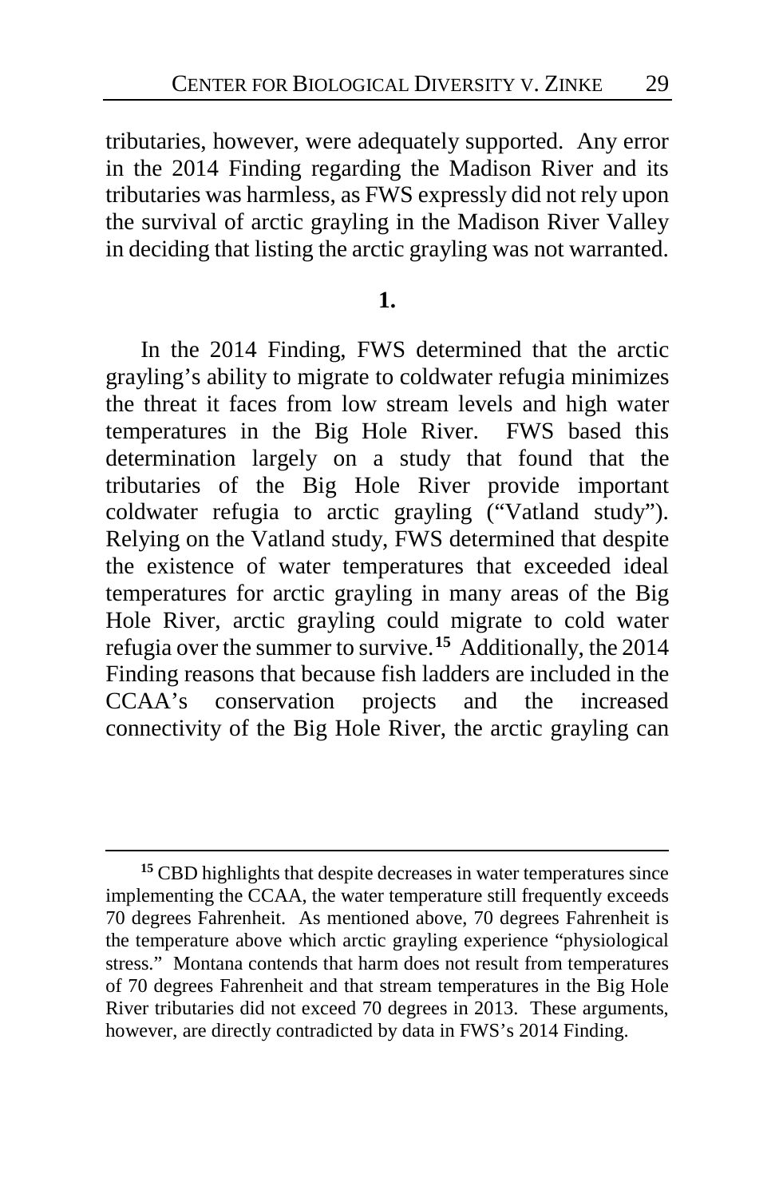tributaries, however, were adequately supported. Any error in the 2014 Finding regarding the Madison River and its tributaries was harmless, as FWS expressly did not rely upon the survival of arctic grayling in the Madison River Valley in deciding that listing the arctic grayling was not warranted.

**1.**

In the 2014 Finding, FWS determined that the arctic grayling's ability to migrate to coldwater refugia minimizes the threat it faces from low stream levels and high water temperatures in the Big Hole River. FWS based this determination largely on a study that found that the tributaries of the Big Hole River provide important coldwater refugia to arctic grayling ("Vatland study"). Relying on the Vatland study, FWS determined that despite the existence of water temperatures that exceeded ideal temperatures for arctic grayling in many areas of the Big Hole River, arctic grayling could migrate to cold water refugia over the summer to survive.[15] Additionally, the 2014 Finding reasons that because fish ladders are included in the CCAA's conservation projects and the increased connectivity of the Big Hole River, the arctic grayling can

[15] CBD highlights that despite decreases in water temperatures since implementing the CCAA, the water temperature still frequently exceeds 70 degrees Fahrenheit. As mentioned above, 70 degrees Fahrenheit is the temperature above which arctic grayling experience "physiological stress." Montana contends that harm does not result from temperatures of 70 degrees Fahrenheit and that stream temperatures in the Big Hole River tributaries did not exceed 70 degrees in 2013. These arguments, however, are directly contradicted by data in FWS's 2014 Finding.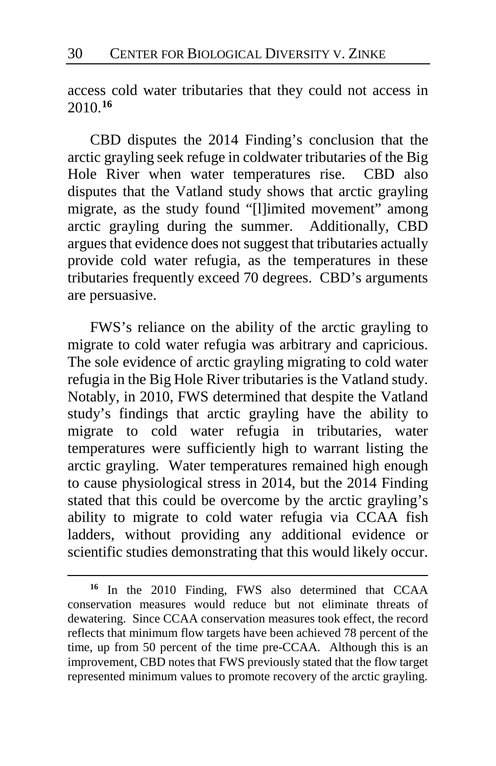access cold water tributaries that they could not access in 2010.[16]

CBD disputes the 2014 Finding's conclusion that the arctic grayling seek refuge in coldwater tributaries of the Big Hole River when water temperatures rise. CBD also disputes that the Vatland study shows that arctic grayling migrate, as the study found "[l]imited movement" among arctic grayling during the summer. Additionally, CBD argues that evidence does not suggest that tributaries actually provide cold water refugia, as the temperatures in these tributaries frequently exceed 70 degrees. CBD's arguments are persuasive.

FWS's reliance on the ability of the arctic grayling to migrate to cold water refugia was arbitrary and capricious. The sole evidence of arctic grayling migrating to cold water refugia in the Big Hole River tributaries is the Vatland study. Notably, in 2010, FWS determined that despite the Vatland study's findings that arctic grayling have the ability to migrate to cold water refugia in tributaries, water temperatures were sufficiently high to warrant listing the arctic grayling. Water temperatures remained high enough to cause physiological stress in 2014, but the 2014 Finding stated that this could be overcome by the arctic grayling's ability to migrate to cold water refugia via CCAA fish ladders, without providing any additional evidence or scientific studies demonstrating that this would likely occur.

---

[16] In the 2010 Finding, FWS also determined that CCAA conservation measures would reduce but not eliminate threats of dewatering. Since CCAA conservation measures took effect, the record reflects that minimum flow targets have been achieved 78 percent of the time, up from 50 percent of the time pre-CCAA. Although this is an improvement, CBD notes that FWS previously stated that the flow target represented minimum values to promote recovery of the arctic grayling.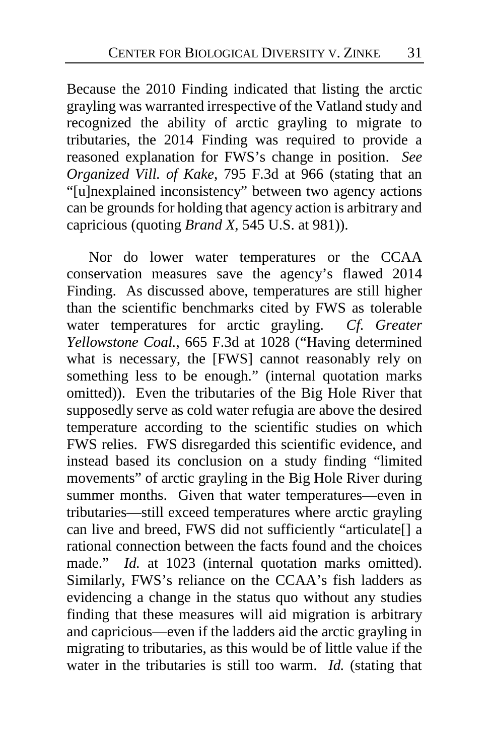Because the 2010 Finding indicated that listing the arctic grayling was warranted irrespective of the Vatland study and recognized the ability of arctic grayling to migrate to tributaries, the 2014 Finding was required to provide a reasoned explanation for FWS's change in position. *See Organized Vill. of Kake*, 795 F.3d at 966 (stating that an "[u]nexplained inconsistency" between two agency actions can be grounds for holding that agency action is arbitrary and capricious (quoting *Brand X*, 545 U.S. at 981)).

Nor do lower water temperatures or the CCAA conservation measures save the agency's flawed 2014 Finding. As discussed above, temperatures are still higher than the scientific benchmarks cited by FWS as tolerable water temperatures for arctic grayling. *Cf. Greater Yellowstone Coal.*, 665 F.3d at 1028 ("Having determined what is necessary, the [FWS] cannot reasonably rely on something less to be enough." (internal quotation marks omitted)). Even the tributaries of the Big Hole River that supposedly serve as cold water refugia are above the desired temperature according to the scientific studies on which FWS relies. FWS disregarded this scientific evidence, and instead based its conclusion on a study finding "limited movements" of arctic grayling in the Big Hole River during summer months. Given that water temperatures—even in tributaries—still exceed temperatures where arctic grayling can live and breed, FWS did not sufficiently "articulate[] a rational connection between the facts found and the choices made." *Id.* at 1023 (internal quotation marks omitted). Similarly, FWS's reliance on the CCAA's fish ladders as evidencing a change in the status quo without any studies finding that these measures will aid migration is arbitrary and capricious—even if the ladders aid the arctic grayling in migrating to tributaries, as this would be of little value if the water in the tributaries is still too warm. *Id.* (stating that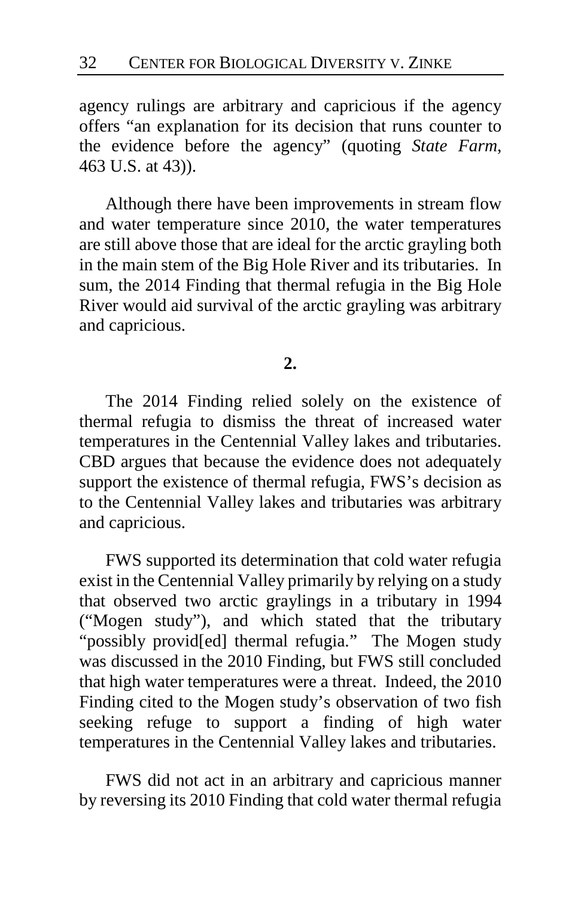agency rulings are arbitrary and capricious if the agency offers "an explanation for its decision that runs counter to the evidence before the agency" (quoting *State Farm*, 463 U.S. at 43)).

Although there have been improvements in stream flow and water temperature since 2010, the water temperatures are still above those that are ideal for the arctic grayling both in the main stem of the Big Hole River and its tributaries. In sum, the 2014 Finding that thermal refugia in the Big Hole River would aid survival of the arctic grayling was arbitrary and capricious.

**2.**

The 2014 Finding relied solely on the existence of thermal refugia to dismiss the threat of increased water temperatures in the Centennial Valley lakes and tributaries. CBD argues that because the evidence does not adequately support the existence of thermal refugia, FWS's decision as to the Centennial Valley lakes and tributaries was arbitrary and capricious.

FWS supported its determination that cold water refugia exist in the Centennial Valley primarily by relying on a study that observed two arctic graylings in a tributary in 1994 ("Mogen study"), and which stated that the tributary "possibly provid[ed] thermal refugia." The Mogen study was discussed in the 2010 Finding, but FWS still concluded that high water temperatures were a threat. Indeed, the 2010 Finding cited to the Mogen study's observation of two fish seeking refuge to support a finding of high water temperatures in the Centennial Valley lakes and tributaries.

FWS did not act in an arbitrary and capricious manner by reversing its 2010 Finding that cold water thermal refugia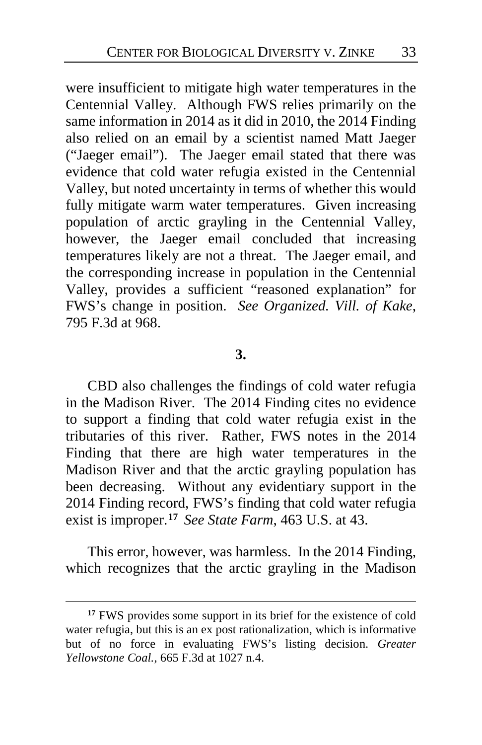were insufficient to mitigate high water temperatures in the Centennial Valley. Although FWS relies primarily on the same information in 2014 as it did in 2010, the 2014 Finding also relied on an email by a scientist named Matt Jaeger ("Jaeger email"). The Jaeger email stated that there was evidence that cold water refugia existed in the Centennial Valley, but noted uncertainty in terms of whether this would fully mitigate warm water temperatures. Given increasing population of arctic grayling in the Centennial Valley, however, the Jaeger email concluded that increasing temperatures likely are not a threat. The Jaeger email, and the corresponding increase in population in the Centennial Valley, provides a sufficient "reasoned explanation" for FWS's change in position. *See Organized. Vill. of Kake*, 795 F.3d at 968.

**3.**

CBD also challenges the findings of cold water refugia in the Madison River. The 2014 Finding cites no evidence to support a finding that cold water refugia exist in the tributaries of this river. Rather, FWS notes in the 2014 Finding that there are high water temperatures in the Madison River and that the arctic grayling population has been decreasing. Without any evidentiary support in the 2014 Finding record, FWS's finding that cold water refugia exist is improper.[17] *See State Farm*, 463 U.S. at 43.

This error, however, was harmless. In the 2014 Finding, which recognizes that the arctic grayling in the Madison

---

[17] FWS provides some support in its brief for the existence of cold water refugia, but this is an ex post rationalization, which is informative but of no force in evaluating FWS's listing decision. *Greater Yellowstone Coal.*, 665 F.3d at 1027 n.4.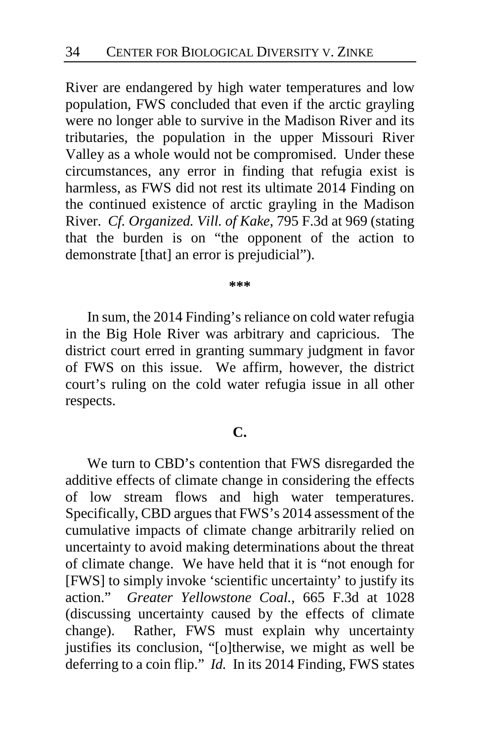River are endangered by high water temperatures and low population, FWS concluded that even if the arctic grayling were no longer able to survive in the Madison River and its tributaries, the population in the upper Missouri River Valley as a whole would not be compromised. Under these circumstances, any error in finding that refugia exist is harmless, as FWS did not rest its ultimate 2014 Finding on the continued existence of arctic grayling in the Madison River. *Cf. Organized. Vill. of Kake*, 795 F.3d at 969 (stating that the burden is on "the opponent of the action to demonstrate [that] an error is prejudicial").

**\*\*\***

In sum, the 2014 Finding's reliance on cold water refugia in the Big Hole River was arbitrary and capricious. The district court erred in granting summary judgment in favor of FWS on this issue. We affirm, however, the district court's ruling on the cold water refugia issue in all other respects.

### C.

We turn to CBD's contention that FWS disregarded the additive effects of climate change in considering the effects of low stream flows and high water temperatures. Specifically, CBD argues that FWS's 2014 assessment of the cumulative impacts of climate change arbitrarily relied on uncertainty to avoid making determinations about the threat of climate change. We have held that it is "not enough for [FWS] to simply invoke 'scientific uncertainty' to justify its action." *Greater Yellowstone Coal.*, 665 F.3d at 1028 (discussing uncertainty caused by the effects of climate change). Rather, FWS must explain why uncertainty justifies its conclusion, "[o]therwise, we might as well be deferring to a coin flip." *Id.* In its 2014 Finding, FWS states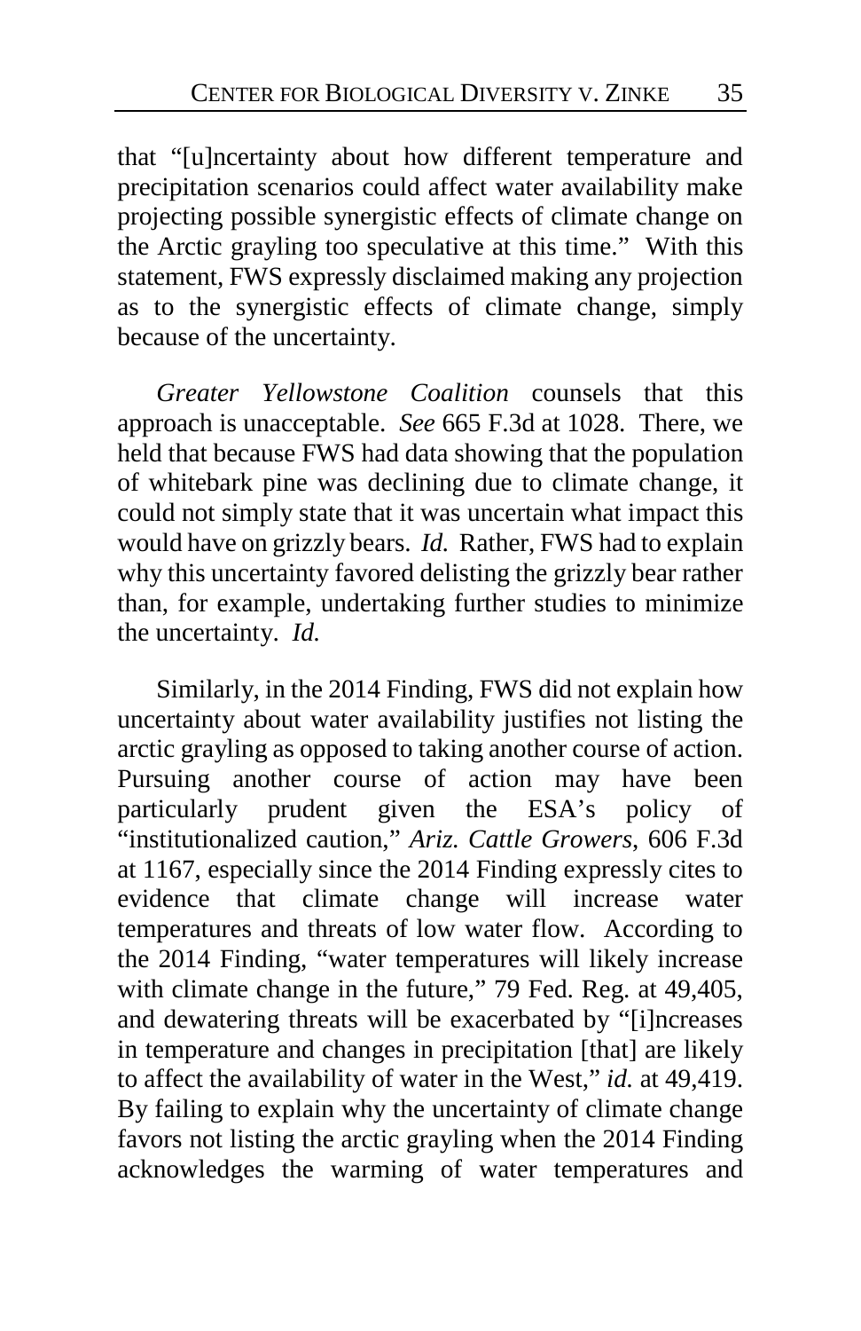that "[u]ncertainty about how different temperature and precipitation scenarios could affect water availability make projecting possible synergistic effects of climate change on the Arctic grayling too speculative at this time." With this statement, FWS expressly disclaimed making any projection as to the synergistic effects of climate change, simply because of the uncertainty.

*Greater Yellowstone Coalition* counsels that this approach is unacceptable. *See* 665 F.3d at 1028. There, we held that because FWS had data showing that the population of whitebark pine was declining due to climate change, it could not simply state that it was uncertain what impact this would have on grizzly bears. *Id.* Rather, FWS had to explain why this uncertainty favored delisting the grizzly bear rather than, for example, undertaking further studies to minimize the uncertainty. *Id.*

Similarly, in the 2014 Finding, FWS did not explain how uncertainty about water availability justifies not listing the arctic grayling as opposed to taking another course of action. Pursuing another course of action may have been particularly prudent given the ESA's policy of "institutionalized caution," *Ariz. Cattle Growers*, 606 F.3d at 1167, especially since the 2014 Finding expressly cites to evidence that climate change will increase water temperatures and threats of low water flow. According to the 2014 Finding, "water temperatures will likely increase with climate change in the future," 79 Fed. Reg. at 49,405, and dewatering threats will be exacerbated by "[i]ncreases in temperature and changes in precipitation [that] are likely to affect the availability of water in the West," *id.* at 49,419. By failing to explain why the uncertainty of climate change favors not listing the arctic grayling when the 2014 Finding acknowledges the warming of water temperatures and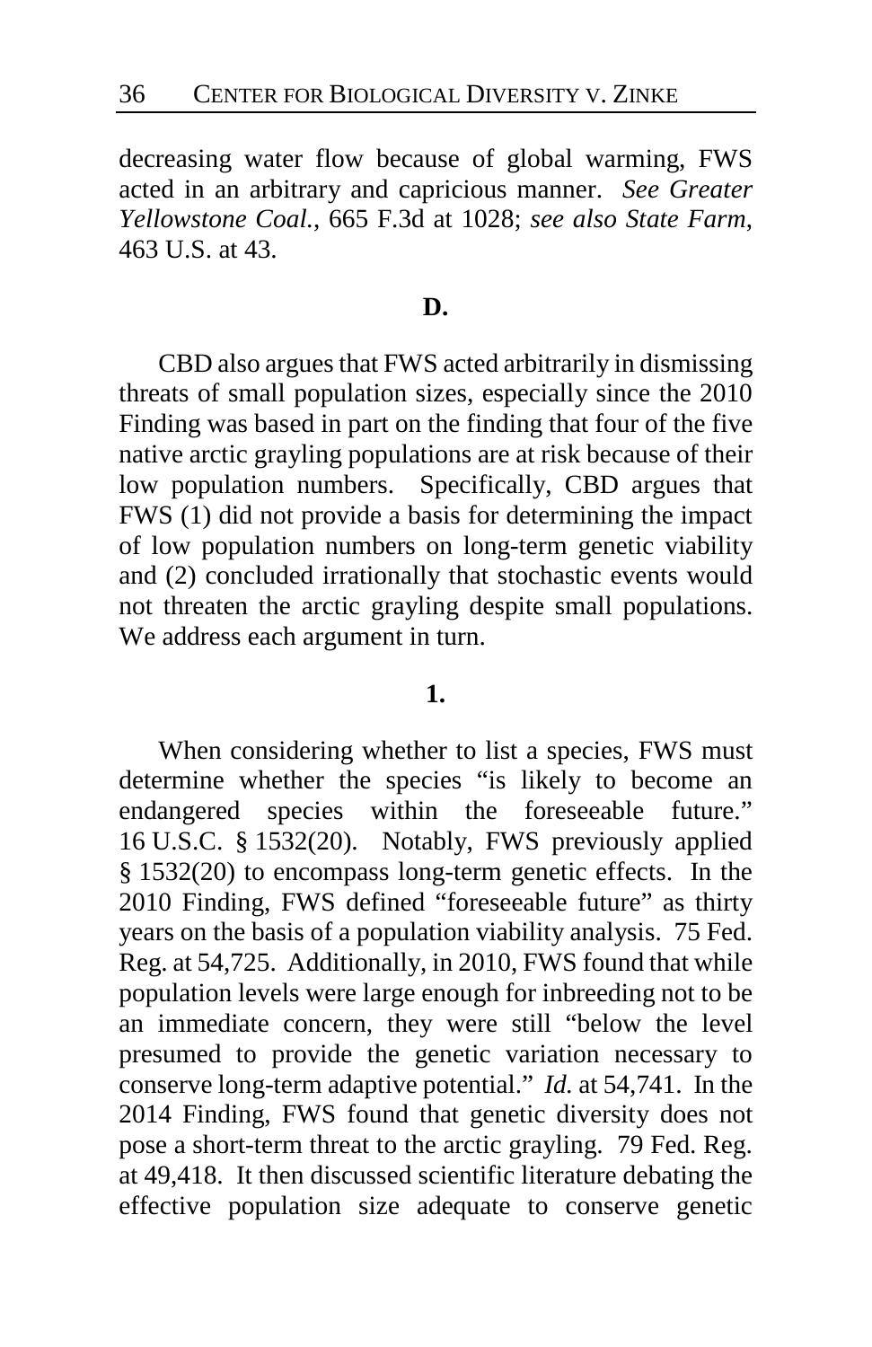decreasing water flow because of global warming, FWS acted in an arbitrary and capricious manner. *See Greater Yellowstone Coal.*, 665 F.3d at 1028; *see also State Farm*, 463 U.S. at 43.

**D.**

CBD also argues that FWS acted arbitrarily in dismissing threats of small population sizes, especially since the 2010 Finding was based in part on the finding that four of the five native arctic grayling populations are at risk because of their low population numbers. Specifically, CBD argues that FWS (1) did not provide a basis for determining the impact of low population numbers on long-term genetic viability and (2) concluded irrationally that stochastic events would not threaten the arctic grayling despite small populations. We address each argument in turn.

**1.**

When considering whether to list a species, FWS must determine whether the species "is likely to become an endangered species within the foreseeable future." 16 U.S.C. § 1532(20). Notably, FWS previously applied § 1532(20) to encompass long-term genetic effects. In the 2010 Finding, FWS defined "foreseeable future" as thirty years on the basis of a population viability analysis. 75 Fed. Reg. at 54,725. Additionally, in 2010, FWS found that while population levels were large enough for inbreeding not to be an immediate concern, they were still "below the level presumed to provide the genetic variation necessary to conserve long-term adaptive potential." *Id.* at 54,741. In the 2014 Finding, FWS found that genetic diversity does not pose a short-term threat to the arctic grayling. 79 Fed. Reg. at 49,418. It then discussed scientific literature debating the effective population size adequate to conserve genetic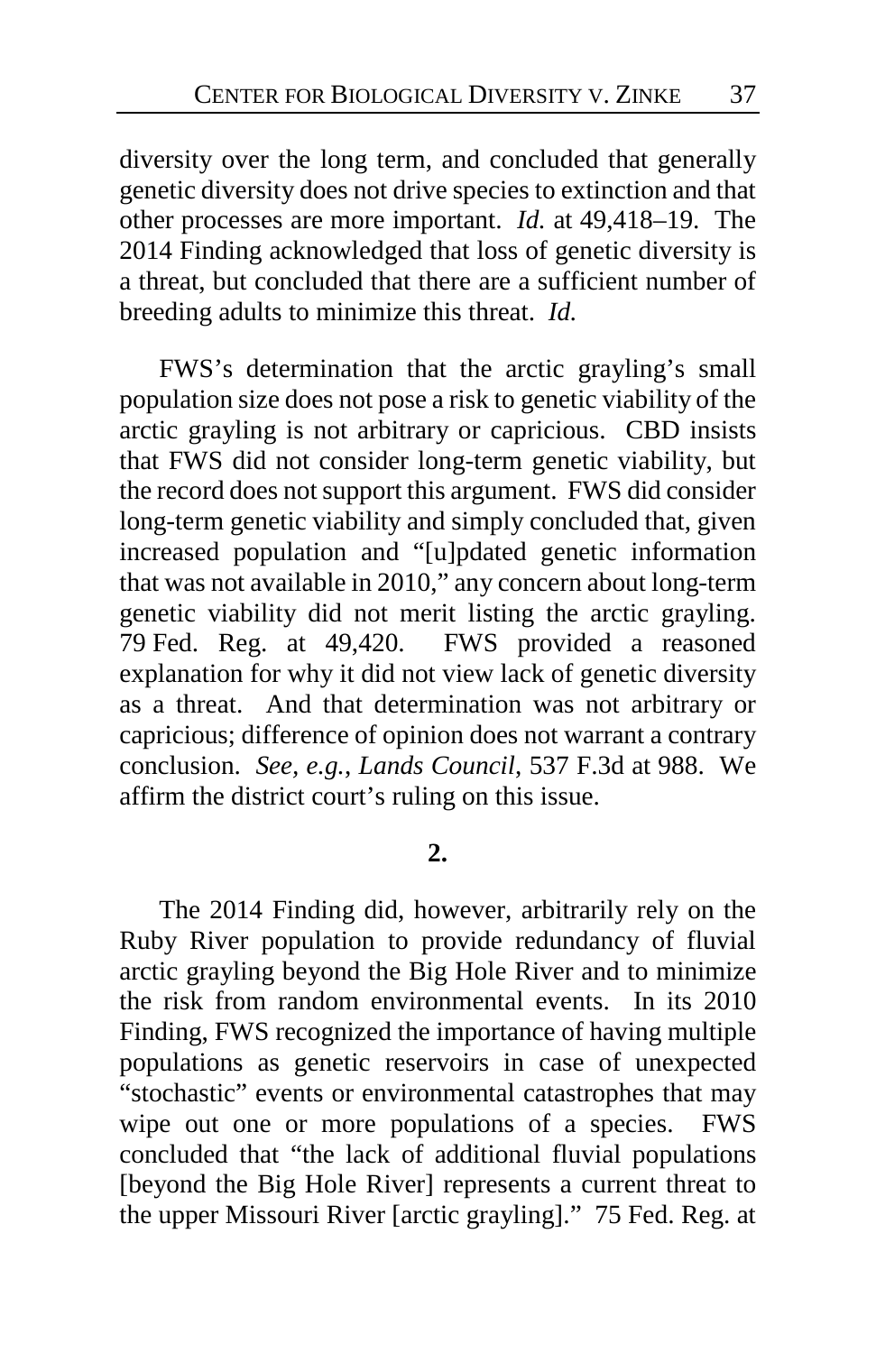diversity over the long term, and concluded that generally genetic diversity does not drive species to extinction and that other processes are more important. *Id.* at 49,418–19. The 2014 Finding acknowledged that loss of genetic diversity is a threat, but concluded that there are a sufficient number of breeding adults to minimize this threat. *Id.*

FWS's determination that the arctic grayling's small population size does not pose a risk to genetic viability of the arctic grayling is not arbitrary or capricious. CBD insists that FWS did not consider long-term genetic viability, but the record does not support this argument. FWS did consider long-term genetic viability and simply concluded that, given increased population and "[u]pdated genetic information that was not available in 2010," any concern about long-term genetic viability did not merit listing the arctic grayling. 79 Fed. Reg. at 49,420. FWS provided a reasoned explanation for why it did not view lack of genetic diversity as a threat. And that determination was not arbitrary or capricious; difference of opinion does not warrant a contrary conclusion. *See, e.g.*, *Lands Council*, 537 F.3d at 988. We affirm the district court's ruling on this issue.

**2.**

The 2014 Finding did, however, arbitrarily rely on the Ruby River population to provide redundancy of fluvial arctic grayling beyond the Big Hole River and to minimize the risk from random environmental events. In its 2010 Finding, FWS recognized the importance of having multiple populations as genetic reservoirs in case of unexpected "stochastic" events or environmental catastrophes that may wipe out one or more populations of a species. FWS concluded that "the lack of additional fluvial populations [beyond the Big Hole River] represents a current threat to the upper Missouri River [arctic grayling]." 75 Fed. Reg. at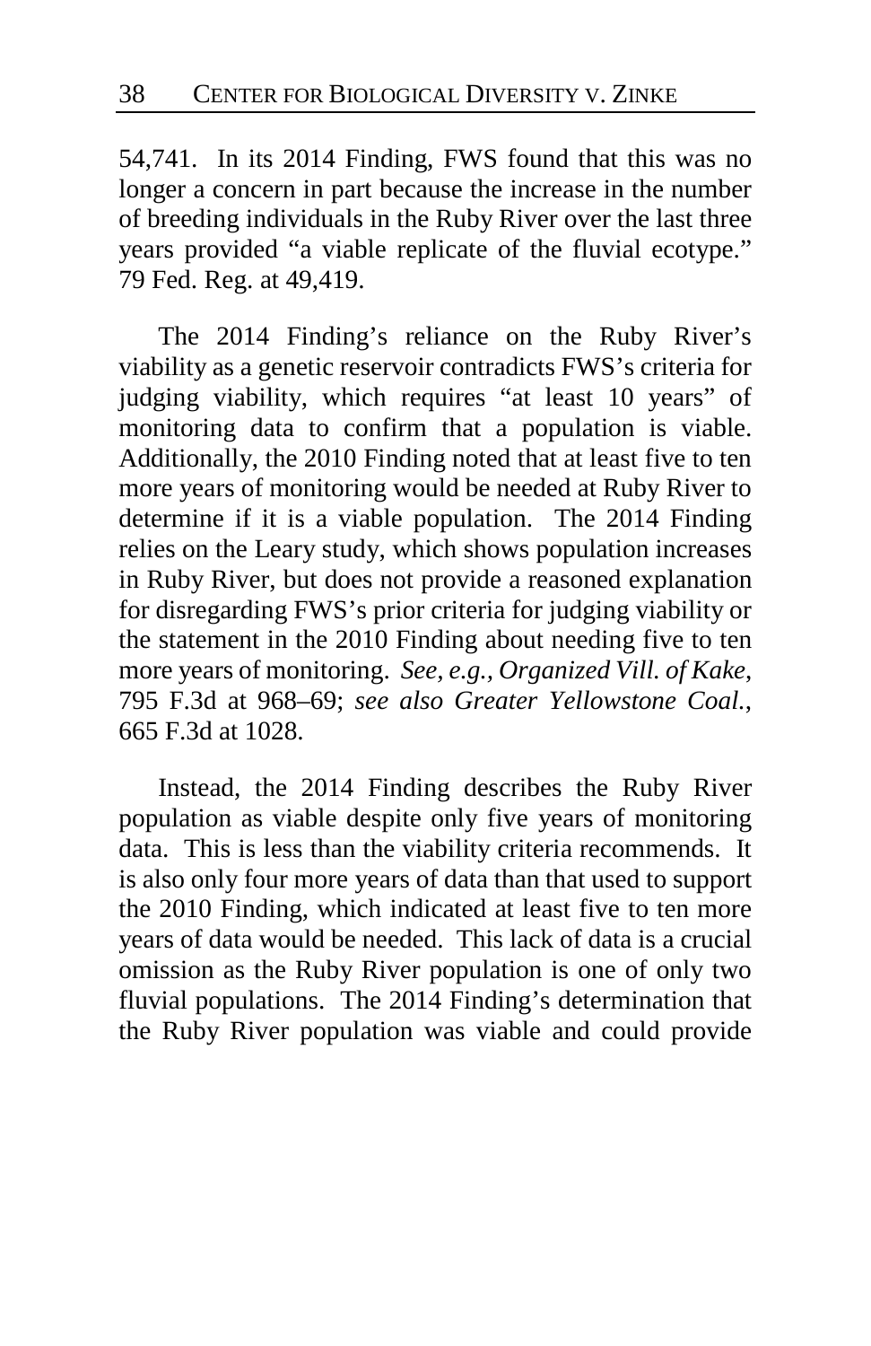54,741. In its 2014 Finding, FWS found that this was no longer a concern in part because the increase in the number of breeding individuals in the Ruby River over the last three years provided "a viable replicate of the fluvial ecotype." 79 Fed. Reg. at 49,419.

The 2014 Finding's reliance on the Ruby River's viability as a genetic reservoir contradicts FWS's criteria for judging viability, which requires "at least 10 years" of monitoring data to confirm that a population is viable. Additionally, the 2010 Finding noted that at least five to ten more years of monitoring would be needed at Ruby River to determine if it is a viable population. The 2014 Finding relies on the Leary study, which shows population increases in Ruby River, but does not provide a reasoned explanation for disregarding FWS's prior criteria for judging viability or the statement in the 2010 Finding about needing five to ten more years of monitoring. *See, e.g.*, *Organized Vill. of Kake*, 795 F.3d at 968–69; *see also Greater Yellowstone Coal.*, 665 F.3d at 1028.

Instead, the 2014 Finding describes the Ruby River population as viable despite only five years of monitoring data. This is less than the viability criteria recommends. It is also only four more years of data than that used to support the 2010 Finding, which indicated at least five to ten more years of data would be needed. This lack of data is a crucial omission as the Ruby River population is one of only two fluvial populations. The 2014 Finding's determination that the Ruby River population was viable and could provide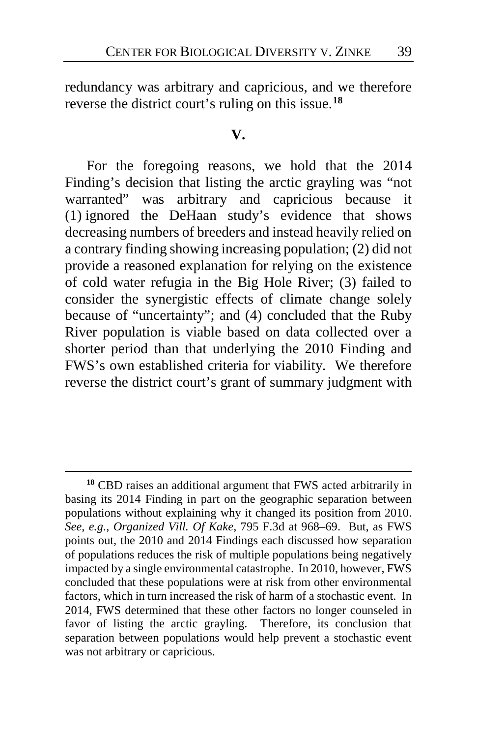redundancy was arbitrary and capricious, and we therefore reverse the district court's ruling on this issue.[18]

## V.

For the foregoing reasons, we hold that the 2014 Finding's decision that listing the arctic grayling was "not warranted" was arbitrary and capricious because it (1) ignored the DeHaan study's evidence that shows decreasing numbers of breeders and instead heavily relied on a contrary finding showing increasing population; (2) did not provide a reasoned explanation for relying on the existence of cold water refugia in the Big Hole River; (3) failed to consider the synergistic effects of climate change solely because of "uncertainty"; and (4) concluded that the Ruby River population is viable based on data collected over a shorter period than that underlying the 2010 Finding and FWS's own established criteria for viability. We therefore reverse the district court's grant of summary judgment with

---

[18] CBD raises an additional argument that FWS acted arbitrarily in basing its 2014 Finding in part on the geographic separation between populations without explaining why it changed its position from 2010. *See, e.g.*, *Organized Vill. Of Kake*, 795 F.3d at 968–69. But, as FWS points out, the 2010 and 2014 Findings each discussed how separation of populations reduces the risk of multiple populations being negatively impacted by a single environmental catastrophe. In 2010, however, FWS concluded that these populations were at risk from other environmental factors, which in turn increased the risk of harm of a stochastic event. In 2014, FWS determined that these other factors no longer counseled in favor of listing the arctic grayling. Therefore, its conclusion that separation between populations would help prevent a stochastic event was not arbitrary or capricious.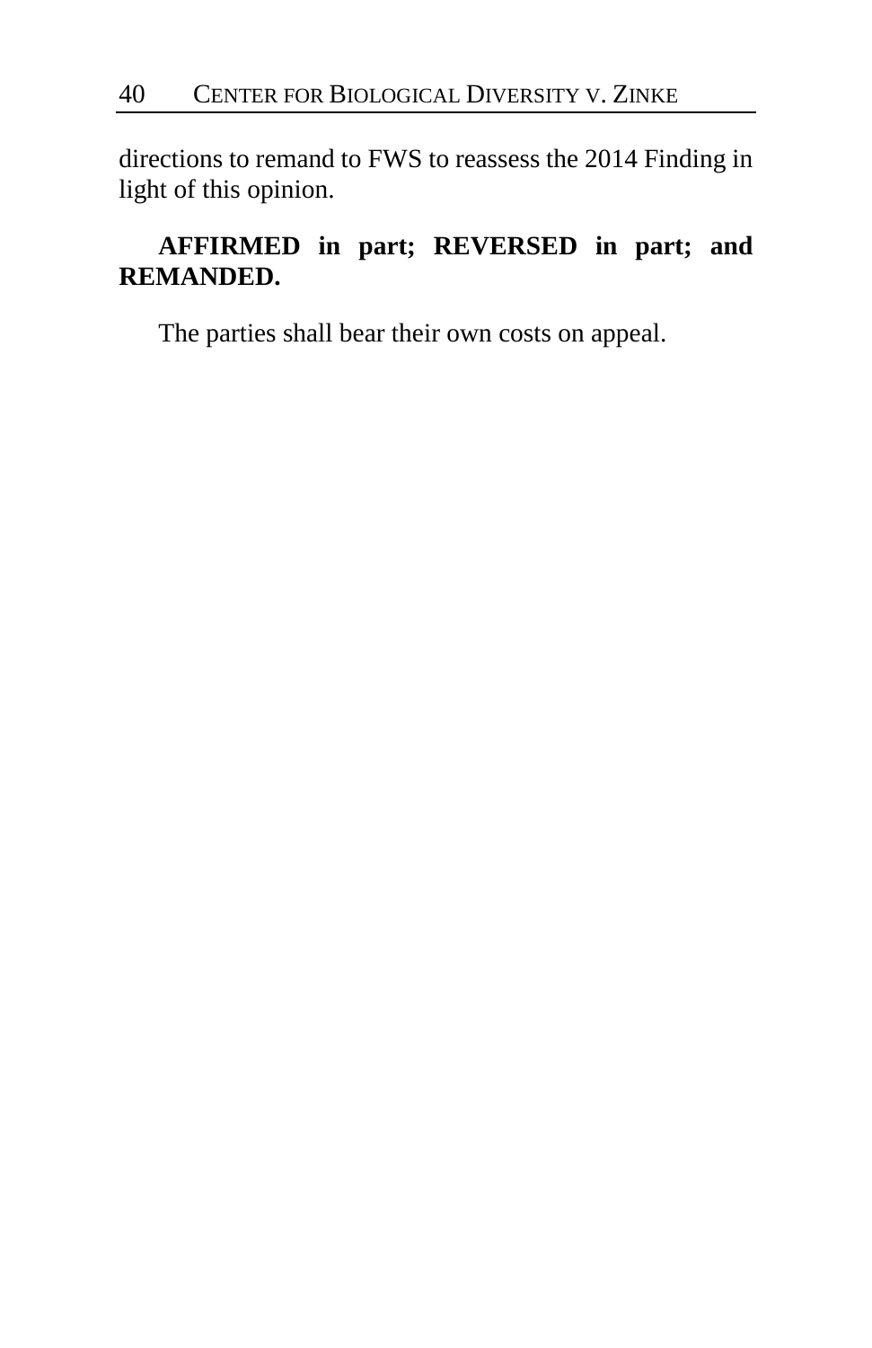directions to remand to FWS to reassess the 2014 Finding in light of this opinion.

**AFFIRMED in part; REVERSED in part; and REMANDED.**

The parties shall bear their own costs on appeal.